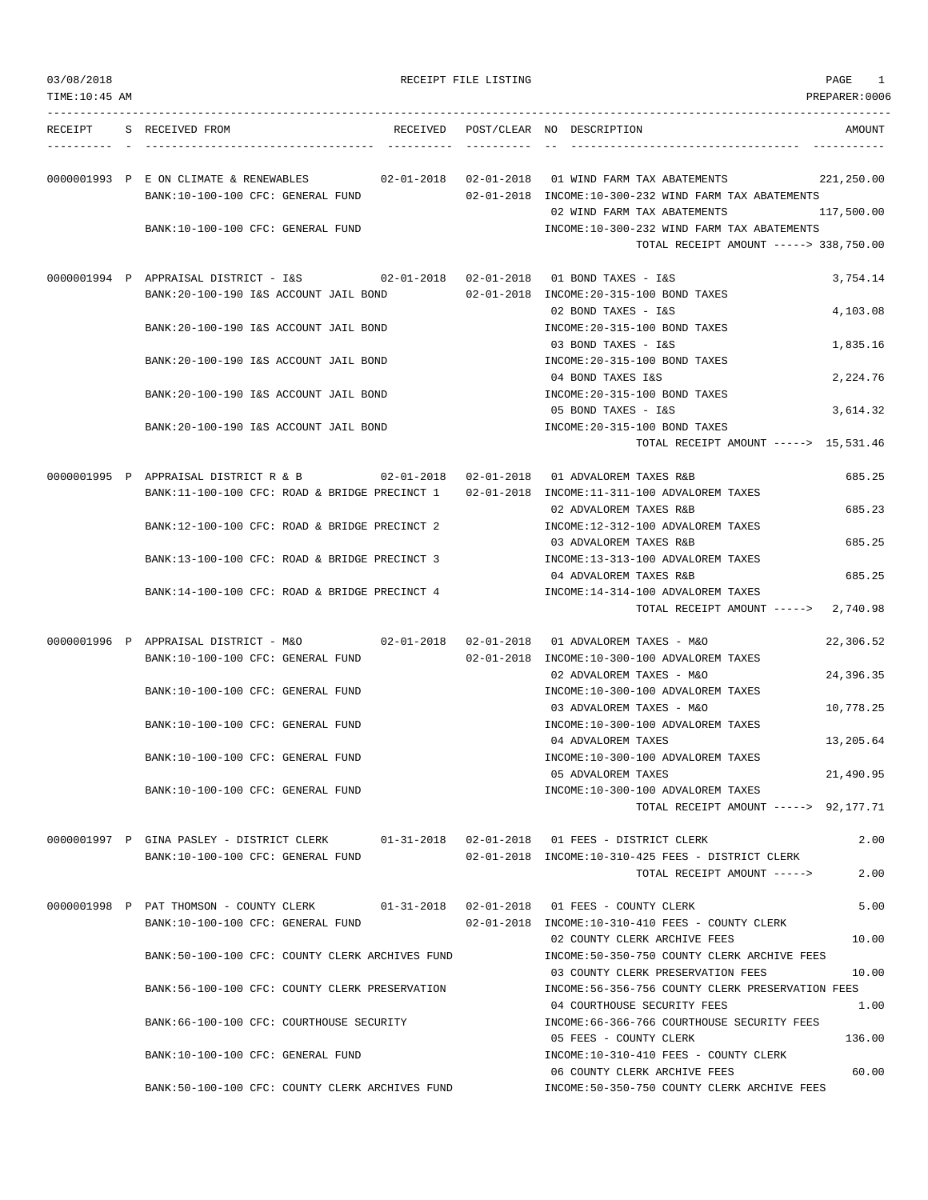03/08/2018 RECEIPT FILE LISTING
TIME:10:45 AM PREPARER:0006

| RECEIPT | S | RECEIVED FROM | RECEIVED | POST/CLEAR | NO | DESCRIPTION | AMOUNT |
|---|---|---|---|---|---|---|---|
| 0000001993 | P | E ON CLIMATE & RENEWABLES | 02-01-2018 | 02-01-2018 | 01 | WIND FARM TAX ABATEMENTS | 221,250.00 |
| | | BANK:10-100-100 CFC: GENERAL FUND | | 02-01-2018 | | INCOME:10-300-232 WIND FARM TAX ABATEMENTS | |
| | | | | | 02 | WIND FARM TAX ABATEMENTS | 117,500.00 |
| | | BANK:10-100-100 CFC: GENERAL FUND | | | | INCOME:10-300-232 WIND FARM TAX ABATEMENTS | |
| | | | | | | TOTAL RECEIPT AMOUNT -----> | 338,750.00 |
| 0000001994 | P | APPRAISAL DISTRICT - I&S | 02-01-2018 | 02-01-2018 | 01 | BOND TAXES - I&S | 3,754.14 |
| | | BANK:20-100-190 I&S ACCOUNT JAIL BOND | | 02-01-2018 | | INCOME:20-315-100 BOND TAXES | |
| | | | | | 02 | BOND TAXES - I&S | 4,103.08 |
| | | BANK:20-100-190 I&S ACCOUNT JAIL BOND | | | | INCOME:20-315-100 BOND TAXES | |
| | | | | | 03 | BOND TAXES - I&S | 1,835.16 |
| | | BANK:20-100-190 I&S ACCOUNT JAIL BOND | | | | INCOME:20-315-100 BOND TAXES | |
| | | | | | 04 | BOND TAXES I&S | 2,224.76 |
| | | BANK:20-100-190 I&S ACCOUNT JAIL BOND | | | | INCOME:20-315-100 BOND TAXES | |
| | | | | | 05 | BOND TAXES - I&S | 3,614.32 |
| | | BANK:20-100-190 I&S ACCOUNT JAIL BOND | | | | INCOME:20-315-100 BOND TAXES | |
| | | | | | | TOTAL RECEIPT AMOUNT -----> | 15,531.46 |
| 0000001995 | P | APPRAISAL DISTRICT R & B | 02-01-2018 | 02-01-2018 | 01 | ADVALOREM TAXES R&B | 685.25 |
| | | BANK:11-100-100 CFC: ROAD & BRIDGE PRECINCT 1 | | 02-01-2018 | | INCOME:11-311-100 ADVALOREM TAXES | |
| | | | | | 02 | ADVALOREM TAXES R&B | 685.23 |
| | | BANK:12-100-100 CFC: ROAD & BRIDGE PRECINCT 2 | | | | INCOME:12-312-100 ADVALOREM TAXES | |
| | | | | | 03 | ADVALOREM TAXES R&B | 685.25 |
| | | BANK:13-100-100 CFC: ROAD & BRIDGE PRECINCT 3 | | | | INCOME:13-313-100 ADVALOREM TAXES | |
| | | | | | 04 | ADVALOREM TAXES R&B | 685.25 |
| | | BANK:14-100-100 CFC: ROAD & BRIDGE PRECINCT 4 | | | | INCOME:14-314-100 ADVALOREM TAXES | |
| | | | | | | TOTAL RECEIPT AMOUNT -----> | 2,740.98 |
| 0000001996 | P | APPRAISAL DISTRICT - M&O | 02-01-2018 | 02-01-2018 | 01 | ADVALOREM TAXES - M&O | 22,306.52 |
| | | BANK:10-100-100 CFC: GENERAL FUND | | 02-01-2018 | | INCOME:10-300-100 ADVALOREM TAXES | |
| | | | | | 02 | ADVALOREM TAXES - M&O | 24,396.35 |
| | | BANK:10-100-100 CFC: GENERAL FUND | | | | INCOME:10-300-100 ADVALOREM TAXES | |
| | | | | | 03 | ADVALOREM TAXES - M&O | 10,778.25 |
| | | BANK:10-100-100 CFC: GENERAL FUND | | | | INCOME:10-300-100 ADVALOREM TAXES | |
| | | | | | 04 | ADVALOREM TAXES | 13,205.64 |
| | | BANK:10-100-100 CFC: GENERAL FUND | | | | INCOME:10-300-100 ADVALOREM TAXES | |
| | | | | | 05 | ADVALOREM TAXES | 21,490.95 |
| | | BANK:10-100-100 CFC: GENERAL FUND | | | | INCOME:10-300-100 ADVALOREM TAXES | |
| | | | | | | TOTAL RECEIPT AMOUNT -----> | 92,177.71 |
| 0000001997 | P | GINA PASLEY - DISTRICT CLERK | 01-31-2018 | 02-01-2018 | 01 | FEES - DISTRICT CLERK | 2.00 |
| | | BANK:10-100-100 CFC: GENERAL FUND | | 02-01-2018 | | INCOME:10-310-425 FEES - DISTRICT CLERK | |
| | | | | | | TOTAL RECEIPT AMOUNT -----> | 2.00 |
| 0000001998 | P | PAT THOMSON - COUNTY CLERK | 01-31-2018 | 02-01-2018 | 01 | FEES - COUNTY CLERK | 5.00 |
| | | BANK:10-100-100 CFC: GENERAL FUND | | 02-01-2018 | | INCOME:10-310-410 FEES - COUNTY CLERK | |
| | | | | | 02 | COUNTY CLERK ARCHIVE FEES | 10.00 |
| | | BANK:50-100-100 CFC: COUNTY CLERK ARCHIVES FUND | | | | INCOME:50-350-750 COUNTY CLERK ARCHIVE FEES | |
| | | | | | 03 | COUNTY CLERK PRESERVATION FEES | 10.00 |
| | | BANK:56-100-100 CFC: COUNTY CLERK PRESERVATION | | | | INCOME:56-356-756 COUNTY CLERK PRESERVATION FEES | |
| | | | | | 04 | COURTHOUSE SECURITY FEES | 1.00 |
| | | BANK:66-100-100 CFC: COURTHOUSE SECURITY | | | | INCOME:66-366-766 COURTHOUSE SECURITY FEES | |
| | | | | | 05 | FEES - COUNTY CLERK | 136.00 |
| | | BANK:10-100-100 CFC: GENERAL FUND | | | | INCOME:10-310-410 FEES - COUNTY CLERK | |
| | | | | | 06 | COUNTY CLERK ARCHIVE FEES | 60.00 |
| | | BANK:50-100-100 CFC: COUNTY CLERK ARCHIVES FUND | | | | INCOME:50-350-750 COUNTY CLERK ARCHIVE FEES | |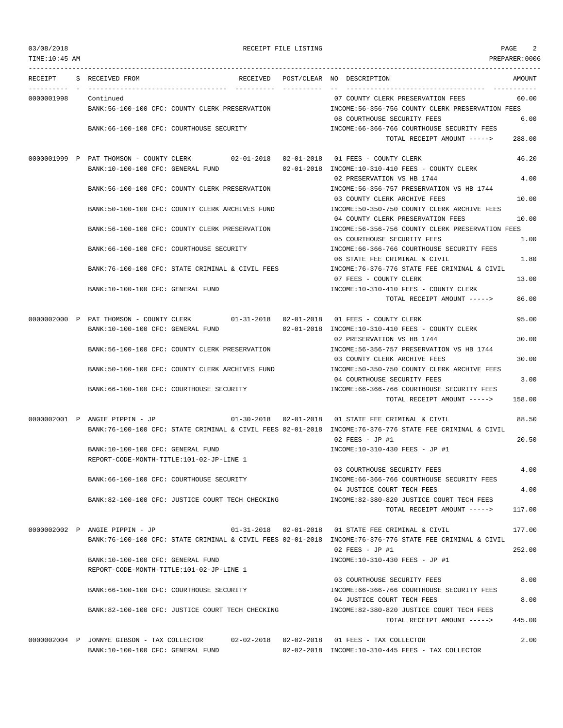03/08/2018 RECEIPT FILE LISTING PAGE 2
TIME:10:45 AM PREPARER:0006

| RECEIPT | S | RECEIVED FROM | RECEIVED | POST/CLEAR | NO | DESCRIPTION | AMOUNT |
|---|---|---|---|---|---|---|---|
| 0000001998 | | Continued | | | 07 | COUNTY CLERK PRESERVATION FEES | 60.00 |
| | | BANK:56-100-100 CFC: COUNTY CLERK PRESERVATION | | | | INCOME:56-356-756 COUNTY CLERK PRESERVATION FEES | |
| | | | | | 08 | COURTHOUSE SECURITY FEES | 6.00 |
| | | BANK:66-100-100 CFC: COURTHOUSE SECURITY | | | | INCOME:66-366-766 COURTHOUSE SECURITY FEES | |
| | | | | | | TOTAL RECEIPT AMOUNT -----> | 288.00 |
| 0000001999 | P | PAT THOMSON - COUNTY CLERK | 02-01-2018 | 02-01-2018 | 01 | FEES - COUNTY CLERK | 46.20 |
| | | BANK:10-100-100 CFC: GENERAL FUND | | 02-01-2018 | | INCOME:10-310-410 FEES - COUNTY CLERK | |
| | | | | | 02 | PRESERVATION VS HB 1744 | 4.00 |
| | | BANK:56-100-100 CFC: COUNTY CLERK PRESERVATION | | | | INCOME:56-356-757 PRESERVATION VS HB 1744 | |
| | | | | | 03 | COUNTY CLERK ARCHIVE FEES | 10.00 |
| | | BANK:50-100-100 CFC: COUNTY CLERK ARCHIVES FUND | | | | INCOME:50-350-750 COUNTY CLERK ARCHIVE FEES | |
| | | | | | 04 | COUNTY CLERK PRESERVATION FEES | 10.00 |
| | | BANK:56-100-100 CFC: COUNTY CLERK PRESERVATION | | | | INCOME:56-356-756 COUNTY CLERK PRESERVATION FEES | |
| | | | | | 05 | COURTHOUSE SECURITY FEES | 1.00 |
| | | BANK:66-100-100 CFC: COURTHOUSE SECURITY | | | | INCOME:66-366-766 COURTHOUSE SECURITY FEES | |
| | | | | | 06 | STATE FEE CRIMINAL & CIVIL | 1.80 |
| | | BANK:76-100-100 CFC: STATE CRIMINAL & CIVIL FEES | | | | INCOME:76-376-776 STATE FEE CRIMINAL & CIVIL | |
| | | | | | 07 | FEES - COUNTY CLERK | 13.00 |
| | | BANK:10-100-100 CFC: GENERAL FUND | | | | INCOME:10-310-410 FEES - COUNTY CLERK | |
| | | | | | | TOTAL RECEIPT AMOUNT -----> | 86.00 |
| 0000002000 | P | PAT THOMSON - COUNTY CLERK | 01-31-2018 | 02-01-2018 | 01 | FEES - COUNTY CLERK | 95.00 |
| | | BANK:10-100-100 CFC: GENERAL FUND | | 02-01-2018 | | INCOME:10-310-410 FEES - COUNTY CLERK | |
| | | | | | 02 | PRESERVATION VS HB 1744 | 30.00 |
| | | BANK:56-100-100 CFC: COUNTY CLERK PRESERVATION | | | | INCOME:56-356-757 PRESERVATION VS HB 1744 | |
| | | | | | 03 | COUNTY CLERK ARCHIVE FEES | 30.00 |
| | | BANK:50-100-100 CFC: COUNTY CLERK ARCHIVES FUND | | | | INCOME:50-350-750 COUNTY CLERK ARCHIVE FEES | |
| | | | | | 04 | COURTHOUSE SECURITY FEES | 3.00 |
| | | BANK:66-100-100 CFC: COURTHOUSE SECURITY | | | | INCOME:66-366-766 COURTHOUSE SECURITY FEES | |
| | | | | | | TOTAL RECEIPT AMOUNT -----> | 158.00 |
| 0000002001 | P | ANGIE PIPPIN - JP | 01-30-2018 | 02-01-2018 | 01 | STATE FEE CRIMINAL & CIVIL | 88.50 |
| | | BANK:76-100-100 CFC: STATE CRIMINAL & CIVIL FEES | | 02-01-2018 | | INCOME:76-376-776 STATE FEE CRIMINAL & CIVIL | |
| | | | | | 02 | FEES - JP #1 | 20.50 |
| | | BANK:10-100-100 CFC: GENERAL FUND | | | | INCOME:10-310-430 FEES - JP #1 | |
| | | REPORT-CODE-MONTH-TITLE:101-02-JP-LINE 1 | | | | | |
| | | | | | 03 | COURTHOUSE SECURITY FEES | 4.00 |
| | | BANK:66-100-100 CFC: COURTHOUSE SECURITY | | | | INCOME:66-366-766 COURTHOUSE SECURITY FEES | |
| | | | | | 04 | JUSTICE COURT TECH FEES | 4.00 |
| | | BANK:82-100-100 CFC: JUSTICE COURT TECH CHECKING | | | | INCOME:82-380-820 JUSTICE COURT TECH FEES | |
| | | | | | | TOTAL RECEIPT AMOUNT -----> | 117.00 |
| 0000002002 | P | ANGIE PIPPIN - JP | 01-31-2018 | 02-01-2018 | 01 | STATE FEE CRIMINAL & CIVIL | 177.00 |
| | | BANK:76-100-100 CFC: STATE CRIMINAL & CIVIL FEES | | 02-01-2018 | | INCOME:76-376-776 STATE FEE CRIMINAL & CIVIL | |
| | | | | | 02 | FEES - JP #1 | 252.00 |
| | | BANK:10-100-100 CFC: GENERAL FUND | | | | INCOME:10-310-430 FEES - JP #1 | |
| | | REPORT-CODE-MONTH-TITLE:101-02-JP-LINE 1 | | | | | |
| | | | | | 03 | COURTHOUSE SECURITY FEES | 8.00 |
| | | BANK:66-100-100 CFC: COURTHOUSE SECURITY | | | | INCOME:66-366-766 COURTHOUSE SECURITY FEES | |
| | | | | | 04 | JUSTICE COURT TECH FEES | 8.00 |
| | | BANK:82-100-100 CFC: JUSTICE COURT TECH CHECKING | | | | INCOME:82-380-820 JUSTICE COURT TECH FEES | |
| | | | | | | TOTAL RECEIPT AMOUNT -----> | 445.00 |
| 0000002004 | P | JONNYE GIBSON - TAX COLLECTOR | 02-02-2018 | 02-02-2018 | 01 | FEES - TAX COLLECTOR | 2.00 |
| | | BANK:10-100-100 CFC: GENERAL FUND | | 02-02-2018 | | INCOME:10-310-445 FEES - TAX COLLECTOR | |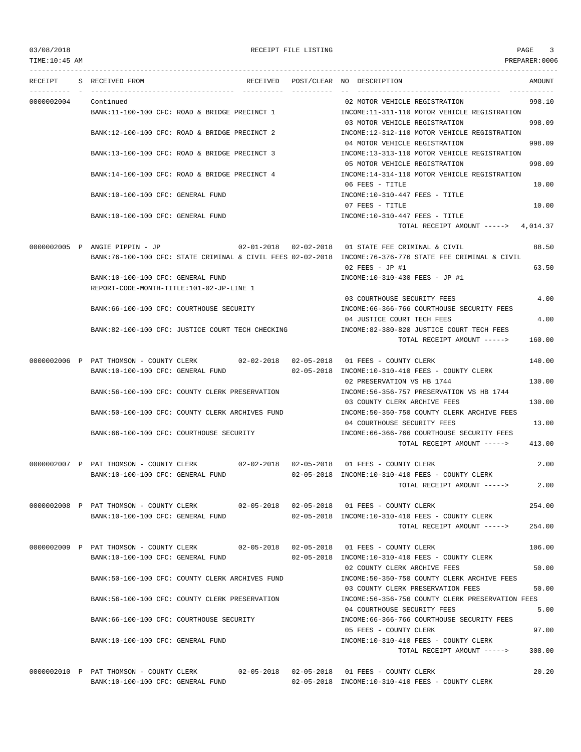| RECEIPT | S | RECEIVED FROM | RECEIVED | POST/CLEAR | NO | DESCRIPTION | AMOUNT |
|---|---|---|---|---|---|---|---|
| 0000002004 | | Continued | | | 02 | MOTOR VEHICLE REGISTRATION | 998.10 |
| | | BANK:11-100-100 CFC: ROAD & BRIDGE PRECINCT 1 | | | | INCOME:11-311-110 MOTOR VEHICLE REGISTRATION | |
| | | | | | 03 | MOTOR VEHICLE REGISTRATION | 998.09 |
| | | BANK:12-100-100 CFC: ROAD & BRIDGE PRECINCT 2 | | | | INCOME:12-312-110 MOTOR VEHICLE REGISTRATION | |
| | | | | | 04 | MOTOR VEHICLE REGISTRATION | 998.09 |
| | | BANK:13-100-100 CFC: ROAD & BRIDGE PRECINCT 3 | | | | INCOME:13-313-110 MOTOR VEHICLE REGISTRATION | |
| | | | | | 05 | MOTOR VEHICLE REGISTRATION | 998.09 |
| | | BANK:14-100-100 CFC: ROAD & BRIDGE PRECINCT 4 | | | | INCOME:14-314-110 MOTOR VEHICLE REGISTRATION | |
| | | | | | 06 | FEES - TITLE | 10.00 |
| | | BANK:10-100-100 CFC: GENERAL FUND | | | | INCOME:10-310-447 FEES - TITLE | |
| | | | | | 07 | FEES - TITLE | 10.00 |
| | | BANK:10-100-100 CFC: GENERAL FUND | | | | INCOME:10-310-447 FEES - TITLE | |
| | | | | | | TOTAL RECEIPT AMOUNT -----> | 4,014.37 |
| 0000002005 | P | ANGIE PIPPIN - JP | 02-01-2018 | 02-02-2018 | 01 | STATE FEE CRIMINAL & CIVIL | 88.50 |
| | | BANK:76-100-100 CFC: STATE CRIMINAL & CIVIL FEES | | 02-02-2018 | | INCOME:76-376-776 STATE FEE CRIMINAL & CIVIL | |
| | | | | | 02 | FEES - JP #1 | 63.50 |
| | | BANK:10-100-100 CFC: GENERAL FUND | | | | INCOME:10-310-430 FEES - JP #1 | |
| | | REPORT-CODE-MONTH-TITLE:101-02-JP-LINE 1 | | | | | |
| | | | | | 03 | COURTHOUSE SECURITY FEES | 4.00 |
| | | BANK:66-100-100 CFC: COURTHOUSE SECURITY | | | | INCOME:66-366-766 COURTHOUSE SECURITY FEES | |
| | | | | | 04 | JUSTICE COURT TECH FEES | 4.00 |
| | | BANK:82-100-100 CFC: JUSTICE COURT TECH CHECKING | | | | INCOME:82-380-820 JUSTICE COURT TECH FEES | |
| | | | | | | TOTAL RECEIPT AMOUNT -----> | 160.00 |
| 0000002006 | P | PAT THOMSON - COUNTY CLERK | 02-02-2018 | 02-05-2018 | 01 | FEES - COUNTY CLERK | 140.00 |
| | | BANK:10-100-100 CFC: GENERAL FUND | | 02-05-2018 | | INCOME:10-310-410 FEES - COUNTY CLERK | |
| | | | | | 02 | PRESERVATION VS HB 1744 | 130.00 |
| | | BANK:56-100-100 CFC: COUNTY CLERK PRESERVATION | | | | INCOME:56-356-757 PRESERVATION VS HB 1744 | |
| | | | | | 03 | COUNTY CLERK ARCHIVE FEES | 130.00 |
| | | BANK:50-100-100 CFC: COUNTY CLERK ARCHIVES FUND | | | | INCOME:50-350-750 COUNTY CLERK ARCHIVE FEES | |
| | | | | | 04 | COURTHOUSE SECURITY FEES | 13.00 |
| | | BANK:66-100-100 CFC: COURTHOUSE SECURITY | | | | INCOME:66-366-766 COURTHOUSE SECURITY FEES | |
| | | | | | | TOTAL RECEIPT AMOUNT -----> | 413.00 |
| 0000002007 | P | PAT THOMSON - COUNTY CLERK | 02-02-2018 | 02-05-2018 | 01 | FEES - COUNTY CLERK | 2.00 |
| | | BANK:10-100-100 CFC: GENERAL FUND | | 02-05-2018 | | INCOME:10-310-410 FEES - COUNTY CLERK | |
| | | | | | | TOTAL RECEIPT AMOUNT -----> | 2.00 |
| 0000002008 | P | PAT THOMSON - COUNTY CLERK | 02-05-2018 | 02-05-2018 | 01 | FEES - COUNTY CLERK | 254.00 |
| | | BANK:10-100-100 CFC: GENERAL FUND | | 02-05-2018 | | INCOME:10-310-410 FEES - COUNTY CLERK | |
| | | | | | | TOTAL RECEIPT AMOUNT -----> | 254.00 |
| 0000002009 | P | PAT THOMSON - COUNTY CLERK | 02-05-2018 | 02-05-2018 | 01 | FEES - COUNTY CLERK | 106.00 |
| | | BANK:10-100-100 CFC: GENERAL FUND | | 02-05-2018 | | INCOME:10-310-410 FEES - COUNTY CLERK | |
| | | | | | 02 | COUNTY CLERK ARCHIVE FEES | 50.00 |
| | | BANK:50-100-100 CFC: COUNTY CLERK ARCHIVES FUND | | | | INCOME:50-350-750 COUNTY CLERK ARCHIVE FEES | |
| | | | | | 03 | COUNTY CLERK PRESERVATION FEES | 50.00 |
| | | BANK:56-100-100 CFC: COUNTY CLERK PRESERVATION | | | | INCOME:56-356-756 COUNTY CLERK PRESERVATION FEES | |
| | | | | | 04 | COURTHOUSE SECURITY FEES | 5.00 |
| | | BANK:66-100-100 CFC: COURTHOUSE SECURITY | | | | INCOME:66-366-766 COURTHOUSE SECURITY FEES | |
| | | | | | 05 | FEES - COUNTY CLERK | 97.00 |
| | | BANK:10-100-100 CFC: GENERAL FUND | | | | INCOME:10-310-410 FEES - COUNTY CLERK | |
| | | | | | | TOTAL RECEIPT AMOUNT -----> | 308.00 |
| 0000002010 | P | PAT THOMSON - COUNTY CLERK | 02-05-2018 | 02-05-2018 | 01 | FEES - COUNTY CLERK | 20.20 |
| | | BANK:10-100-100 CFC: GENERAL FUND | | 02-05-2018 | | INCOME:10-310-410 FEES - COUNTY CLERK | |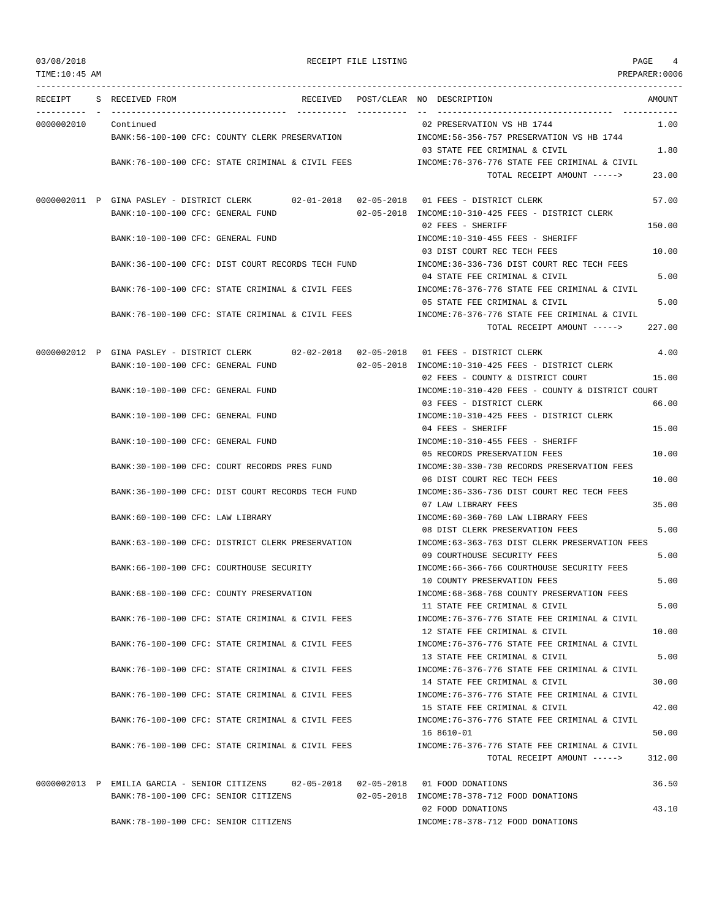RECEIPT FILE LISTING

TIME:10:45 AM — PREPARER:0006

03/08/2018

| RECEIPT | S | RECEIVED FROM | RECEIVED | POST/CLEAR | NO | DESCRIPTION | AMOUNT |
|---|---|---|---|---|---|---|---|
| 0000002010 | | Continued | | | 02 | PRESERVATION VS HB 1744 | 1.00 |
| | | BANK:56-100-100 CFC: COUNTY CLERK PRESERVATION | | | | INCOME:56-356-757 PRESERVATION VS HB 1744 | |
| | | | | | 03 | STATE FEE CRIMINAL & CIVIL | 1.80 |
| | | BANK:76-100-100 CFC: STATE CRIMINAL & CIVIL FEES | | | | INCOME:76-376-776 STATE FEE CRIMINAL & CIVIL | |
| | | | | | | TOTAL RECEIPT AMOUNT -----> | 23.00 |
| 0000002011 | P | GINA PASLEY - DISTRICT CLERK | 02-01-2018 | 02-05-2018 | 01 | FEES - DISTRICT CLERK | 57.00 |
| | | BANK:10-100-100 CFC: GENERAL FUND | | 02-05-2018 | | INCOME:10-310-425 FEES - DISTRICT CLERK | |
| | | | | | 02 | FEES - SHERIFF | 150.00 |
| | | BANK:10-100-100 CFC: GENERAL FUND | | | | INCOME:10-310-455 FEES - SHERIFF | |
| | | | | | 03 | DIST COURT REC TECH FEES | 10.00 |
| | | BANK:36-100-100 CFC: DIST COURT RECORDS TECH FUND | | | | INCOME:36-336-736 DIST COURT REC TECH FEES | |
| | | | | | 04 | STATE FEE CRIMINAL & CIVIL | 5.00 |
| | | BANK:76-100-100 CFC: STATE CRIMINAL & CIVIL FEES | | | | INCOME:76-376-776 STATE FEE CRIMINAL & CIVIL | |
| | | | | | 05 | STATE FEE CRIMINAL & CIVIL | 5.00 |
| | | BANK:76-100-100 CFC: STATE CRIMINAL & CIVIL FEES | | | | INCOME:76-376-776 STATE FEE CRIMINAL & CIVIL | |
| | | | | | | TOTAL RECEIPT AMOUNT -----> | 227.00 |
| 0000002012 | P | GINA PASLEY - DISTRICT CLERK | 02-02-2018 | 02-05-2018 | 01 | FEES - DISTRICT CLERK | 4.00 |
| | | BANK:10-100-100 CFC: GENERAL FUND | | 02-05-2018 | | INCOME:10-310-425 FEES - DISTRICT CLERK | |
| | | | | | 02 | FEES - COUNTY & DISTRICT COURT | 15.00 |
| | | BANK:10-100-100 CFC: GENERAL FUND | | | | INCOME:10-310-420 FEES - COUNTY & DISTRICT COURT | |
| | | | | | 03 | FEES - DISTRICT CLERK | 66.00 |
| | | BANK:10-100-100 CFC: GENERAL FUND | | | | INCOME:10-310-425 FEES - DISTRICT CLERK | |
| | | | | | 04 | FEES - SHERIFF | 15.00 |
| | | BANK:10-100-100 CFC: GENERAL FUND | | | | INCOME:10-310-455 FEES - SHERIFF | |
| | | | | | 05 | RECORDS PRESERVATION FEES | 10.00 |
| | | BANK:30-100-100 CFC: COURT RECORDS PRES FUND | | | | INCOME:30-330-730 RECORDS PRESERVATION FEES | |
| | | | | | 06 | DIST COURT REC TECH FEES | 10.00 |
| | | BANK:36-100-100 CFC: DIST COURT RECORDS TECH FUND | | | | INCOME:36-336-736 DIST COURT REC TECH FEES | |
| | | | | | 07 | LAW LIBRARY FEES | 35.00 |
| | | BANK:60-100-100 CFC: LAW LIBRARY | | | | INCOME:60-360-760 LAW LIBRARY FEES | |
| | | | | | 08 | DIST CLERK PRESERVATION FEES | 5.00 |
| | | BANK:63-100-100 CFC: DISTRICT CLERK PRESERVATION | | | | INCOME:63-363-763 DIST CLERK PRESERVATION FEES | |
| | | | | | 09 | COURTHOUSE SECURITY FEES | 5.00 |
| | | BANK:66-100-100 CFC: COURTHOUSE SECURITY | | | | INCOME:66-366-766 COURTHOUSE SECURITY FEES | |
| | | | | | 10 | COUNTY PRESERVATION FEES | 5.00 |
| | | BANK:68-100-100 CFC: COUNTY PRESERVATION | | | | INCOME:68-368-768 COUNTY PRESERVATION FEES | |
| | | | | | 11 | STATE FEE CRIMINAL & CIVIL | 5.00 |
| | | BANK:76-100-100 CFC: STATE CRIMINAL & CIVIL FEES | | | | INCOME:76-376-776 STATE FEE CRIMINAL & CIVIL | |
| | | | | | 12 | STATE FEE CRIMINAL & CIVIL | 10.00 |
| | | BANK:76-100-100 CFC: STATE CRIMINAL & CIVIL FEES | | | | INCOME:76-376-776 STATE FEE CRIMINAL & CIVIL | |
| | | | | | 13 | STATE FEE CRIMINAL & CIVIL | 5.00 |
| | | BANK:76-100-100 CFC: STATE CRIMINAL & CIVIL FEES | | | | INCOME:76-376-776 STATE FEE CRIMINAL & CIVIL | |
| | | | | | 14 | STATE FEE CRIMINAL & CIVIL | 30.00 |
| | | BANK:76-100-100 CFC: STATE CRIMINAL & CIVIL FEES | | | | INCOME:76-376-776 STATE FEE CRIMINAL & CIVIL | |
| | | | | | 15 | STATE FEE CRIMINAL & CIVIL | 42.00 |
| | | BANK:76-100-100 CFC: STATE CRIMINAL & CIVIL FEES | | | | INCOME:76-376-776 STATE FEE CRIMINAL & CIVIL | |
| | | | | | 16 | 8610-01 | 50.00 |
| | | BANK:76-100-100 CFC: STATE CRIMINAL & CIVIL FEES | | | | INCOME:76-376-776 STATE FEE CRIMINAL & CIVIL | |
| | | | | | | TOTAL RECEIPT AMOUNT -----> | 312.00 |
| 0000002013 | P | EMILIA GARCIA - SENIOR CITIZENS | 02-05-2018 | 02-05-2018 | 01 | FOOD DONATIONS | 36.50 |
| | | BANK:78-100-100 CFC: SENIOR CITIZENS | | 02-05-2018 | | INCOME:78-378-712 FOOD DONATIONS | |
| | | | | | 02 | FOOD DONATIONS | 43.10 |
| | | BANK:78-100-100 CFC: SENIOR CITIZENS | | | | INCOME:78-378-712 FOOD DONATIONS | |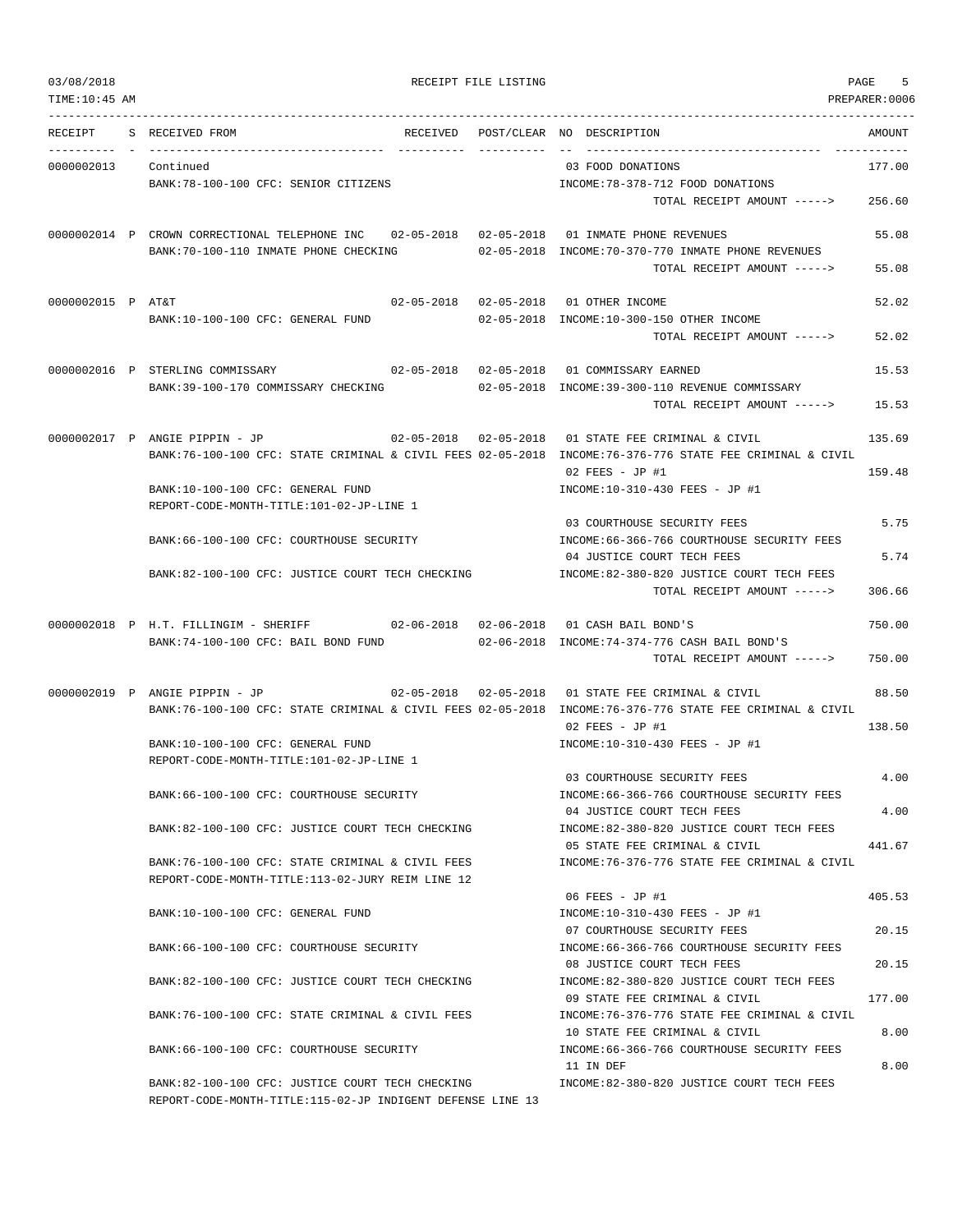| RECEIPT | S | RECEIVED FROM | RECEIVED | POST/CLEAR | NO | DESCRIPTION | AMOUNT |
|---|---|---|---|---|---|---|---|
| 0000002013 | | Continued | | | 03 | FOOD DONATIONS | 177.00 |
| | | BANK:78-100-100 CFC: SENIOR CITIZENS | | | | INCOME:78-378-712 FOOD DONATIONS | |
| | | | | | | TOTAL RECEIPT AMOUNT -----> | 256.60 |
| 0000002014 | P | CROWN CORRECTIONAL TELEPHONE INC | 02-05-2018 | 02-05-2018 | 01 | INMATE PHONE REVENUES | 55.08 |
| | | BANK:70-100-110 INMATE PHONE CHECKING | | 02-05-2018 | | INCOME:70-370-770 INMATE PHONE REVENUES | |
| | | | | | | TOTAL RECEIPT AMOUNT -----> | 55.08 |
| 0000002015 | P | AT&T | 02-05-2018 | 02-05-2018 | 01 | OTHER INCOME | 52.02 |
| | | BANK:10-100-100 CFC: GENERAL FUND | | 02-05-2018 | | INCOME:10-300-150 OTHER INCOME | |
| | | | | | | TOTAL RECEIPT AMOUNT -----> | 52.02 |
| 0000002016 | P | STERLING COMMISSARY | 02-05-2018 | 02-05-2018 | 01 | COMMISSARY EARNED | 15.53 |
| | | BANK:39-100-170 COMMISSARY CHECKING | | 02-05-2018 | | INCOME:39-300-110 REVENUE COMMISSARY | |
| | | | | | | TOTAL RECEIPT AMOUNT -----> | 15.53 |
| 0000002017 | P | ANGIE PIPPIN - JP | 02-05-2018 | 02-05-2018 | 01 | STATE FEE CRIMINAL & CIVIL | 135.69 |
| | | BANK:76-100-100 CFC: STATE CRIMINAL & CIVIL FEES | | 02-05-2018 | | INCOME:76-376-776 STATE FEE CRIMINAL & CIVIL | |
| | | | | | 02 | FEES - JP #1 | 159.48 |
| | | BANK:10-100-100 CFC: GENERAL FUND | | | | INCOME:10-310-430 FEES - JP #1 | |
| | | REPORT-CODE-MONTH-TITLE:101-02-JP-LINE 1 | | | | | |
| | | | | | 03 | COURTHOUSE SECURITY FEES | 5.75 |
| | | BANK:66-100-100 CFC: COURTHOUSE SECURITY | | | | INCOME:66-366-766 COURTHOUSE SECURITY FEES | |
| | | | | | 04 | JUSTICE COURT TECH FEES | 5.74 |
| | | BANK:82-100-100 CFC: JUSTICE COURT TECH CHECKING | | | | INCOME:82-380-820 JUSTICE COURT TECH FEES | |
| | | | | | | TOTAL RECEIPT AMOUNT -----> | 306.66 |
| 0000002018 | P | H.T. FILLINGIM - SHERIFF | 02-06-2018 | 02-06-2018 | 01 | CASH BAIL BOND'S | 750.00 |
| | | BANK:74-100-100 CFC: BAIL BOND FUND | | 02-06-2018 | | INCOME:74-374-776 CASH BAIL BOND'S | |
| | | | | | | TOTAL RECEIPT AMOUNT -----> | 750.00 |
| 0000002019 | P | ANGIE PIPPIN - JP | 02-05-2018 | 02-05-2018 | 01 | STATE FEE CRIMINAL & CIVIL | 88.50 |
| | | BANK:76-100-100 CFC: STATE CRIMINAL & CIVIL FEES | | 02-05-2018 | | INCOME:76-376-776 STATE FEE CRIMINAL & CIVIL | |
| | | | | | 02 | FEES - JP #1 | 138.50 |
| | | BANK:10-100-100 CFC: GENERAL FUND | | | | INCOME:10-310-430 FEES - JP #1 | |
| | | REPORT-CODE-MONTH-TITLE:101-02-JP-LINE 1 | | | | | |
| | | | | | 03 | COURTHOUSE SECURITY FEES | 4.00 |
| | | BANK:66-100-100 CFC: COURTHOUSE SECURITY | | | | INCOME:66-366-766 COURTHOUSE SECURITY FEES | |
| | | | | | 04 | JUSTICE COURT TECH FEES | 4.00 |
| | | BANK:82-100-100 CFC: JUSTICE COURT TECH CHECKING | | | | INCOME:82-380-820 JUSTICE COURT TECH FEES | |
| | | | | | 05 | STATE FEE CRIMINAL & CIVIL | 441.67 |
| | | BANK:76-100-100 CFC: STATE CRIMINAL & CIVIL FEES | | | | INCOME:76-376-776 STATE FEE CRIMINAL & CIVIL | |
| | | REPORT-CODE-MONTH-TITLE:113-02-JURY REIM LINE 12 | | | | | |
| | | | | | 06 | FEES - JP #1 | 405.53 |
| | | BANK:10-100-100 CFC: GENERAL FUND | | | | INCOME:10-310-430 FEES - JP #1 | |
| | | | | | 07 | COURTHOUSE SECURITY FEES | 20.15 |
| | | BANK:66-100-100 CFC: COURTHOUSE SECURITY | | | | INCOME:66-366-766 COURTHOUSE SECURITY FEES | |
| | | | | | 08 | JUSTICE COURT TECH FEES | 20.15 |
| | | BANK:82-100-100 CFC: JUSTICE COURT TECH CHECKING | | | | INCOME:82-380-820 JUSTICE COURT TECH FEES | |
| | | | | | 09 | STATE FEE CRIMINAL & CIVIL | 177.00 |
| | | BANK:76-100-100 CFC: STATE CRIMINAL & CIVIL FEES | | | | INCOME:76-376-776 STATE FEE CRIMINAL & CIVIL | |
| | | | | | 10 | STATE FEE CRIMINAL & CIVIL | 8.00 |
| | | BANK:66-100-100 CFC: COURTHOUSE SECURITY | | | | INCOME:66-366-766 COURTHOUSE SECURITY FEES | |
| | | | | | 11 | IN DEF | 8.00 |
| | | BANK:82-100-100 CFC: JUSTICE COURT TECH CHECKING | | | | INCOME:82-380-820 JUSTICE COURT TECH FEES | |
| | | REPORT-CODE-MONTH-TITLE:115-02-JP INDIGENT DEFENSE LINE 13 | | | | | |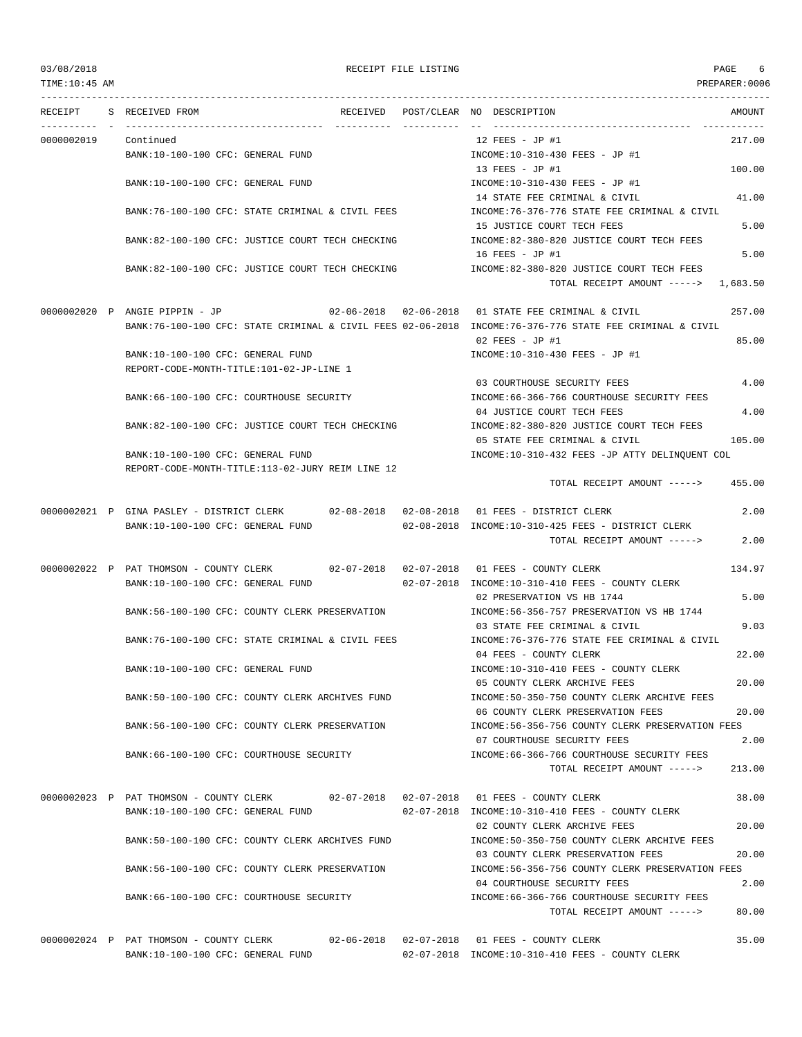03/08/2018 RECEIPT FILE LISTING PAGE 6

TIME:10:45 AM PREPARER:0006

| RECEIPT | S | RECEIVED FROM | RECEIVED | POST/CLEAR | NO | DESCRIPTION | AMOUNT |
|---|---|---|---|---|---|---|---|
| 0000002019 | | Continued | | | 12 | FEES - JP #1 | 217.00 |
| | | BANK:10-100-100 CFC: GENERAL FUND | | | | INCOME:10-310-430 FEES - JP #1 | |
| | | | | | 13 | FEES - JP #1 | 100.00 |
| | | BANK:10-100-100 CFC: GENERAL FUND | | | | INCOME:10-310-430 FEES - JP #1 | |
| | | | | | 14 | STATE FEE CRIMINAL & CIVIL | 41.00 |
| | | BANK:76-100-100 CFC: STATE CRIMINAL & CIVIL FEES | | | | INCOME:76-376-776 STATE FEE CRIMINAL & CIVIL | |
| | | | | | 15 | JUSTICE COURT TECH FEES | 5.00 |
| | | BANK:82-100-100 CFC: JUSTICE COURT TECH CHECKING | | | | INCOME:82-380-820 JUSTICE COURT TECH FEES | |
| | | | | | 16 | FEES - JP #1 | 5.00 |
| | | BANK:82-100-100 CFC: JUSTICE COURT TECH CHECKING | | | | INCOME:82-380-820 JUSTICE COURT TECH FEES | |
| | | | | | | TOTAL RECEIPT AMOUNT -----> | 1,683.50 |
| 0000002020 | P | ANGIE PIPPIN - JP | 02-06-2018 | 02-06-2018 | 01 | STATE FEE CRIMINAL & CIVIL | 257.00 |
| | | BANK:76-100-100 CFC: STATE CRIMINAL & CIVIL FEES | | 02-06-2018 | | INCOME:76-376-776 STATE FEE CRIMINAL & CIVIL | |
| | | | | | 02 | FEES - JP #1 | 85.00 |
| | | BANK:10-100-100 CFC: GENERAL FUND | | | | INCOME:10-310-430 FEES - JP #1 | |
| | | REPORT-CODE-MONTH-TITLE:101-02-JP-LINE 1 | | | | | |
| | | | | | 03 | COURTHOUSE SECURITY FEES | 4.00 |
| | | BANK:66-100-100 CFC: COURTHOUSE SECURITY | | | | INCOME:66-366-766 COURTHOUSE SECURITY FEES | |
| | | | | | 04 | JUSTICE COURT TECH FEES | 4.00 |
| | | BANK:82-100-100 CFC: JUSTICE COURT TECH CHECKING | | | | INCOME:82-380-820 JUSTICE COURT TECH FEES | |
| | | | | | 05 | STATE FEE CRIMINAL & CIVIL | 105.00 |
| | | BANK:10-100-100 CFC: GENERAL FUND | | | | INCOME:10-310-432 FEES -JP ATTY DELINQUENT COL | |
| | | REPORT-CODE-MONTH-TITLE:113-02-JURY REIM LINE 12 | | | | | |
| | | | | | | TOTAL RECEIPT AMOUNT -----> | 455.00 |
| 0000002021 | P | GINA PASLEY - DISTRICT CLERK | 02-08-2018 | 02-08-2018 | 01 | FEES - DISTRICT CLERK | 2.00 |
| | | BANK:10-100-100 CFC: GENERAL FUND | | 02-08-2018 | | INCOME:10-310-425 FEES - DISTRICT CLERK | |
| | | | | | | TOTAL RECEIPT AMOUNT -----> | 2.00 |
| 0000002022 | P | PAT THOMSON - COUNTY CLERK | 02-07-2018 | 02-07-2018 | 01 | FEES - COUNTY CLERK | 134.97 |
| | | BANK:10-100-100 CFC: GENERAL FUND | | 02-07-2018 | | INCOME:10-310-410 FEES - COUNTY CLERK | |
| | | | | | 02 | PRESERVATION VS HB 1744 | 5.00 |
| | | BANK:56-100-100 CFC: COUNTY CLERK PRESERVATION | | | | INCOME:56-356-757 PRESERVATION VS HB 1744 | |
| | | | | | 03 | STATE FEE CRIMINAL & CIVIL | 9.03 |
| | | BANK:76-100-100 CFC: STATE CRIMINAL & CIVIL FEES | | | | INCOME:76-376-776 STATE FEE CRIMINAL & CIVIL | |
| | | | | | 04 | FEES - COUNTY CLERK | 22.00 |
| | | BANK:10-100-100 CFC: GENERAL FUND | | | | INCOME:10-310-410 FEES - COUNTY CLERK | |
| | | | | | 05 | COUNTY CLERK ARCHIVE FEES | 20.00 |
| | | BANK:50-100-100 CFC: COUNTY CLERK ARCHIVES FUND | | | | INCOME:50-350-750 COUNTY CLERK ARCHIVE FEES | |
| | | | | | 06 | COUNTY CLERK PRESERVATION FEES | 20.00 |
| | | BANK:56-100-100 CFC: COUNTY CLERK PRESERVATION | | | | INCOME:56-356-756 COUNTY CLERK PRESERVATION FEES | |
| | | | | | 07 | COURTHOUSE SECURITY FEES | 2.00 |
| | | BANK:66-100-100 CFC: COURTHOUSE SECURITY | | | | INCOME:66-366-766 COURTHOUSE SECURITY FEES | |
| | | | | | | TOTAL RECEIPT AMOUNT -----> | 213.00 |
| 0000002023 | P | PAT THOMSON - COUNTY CLERK | 02-07-2018 | 02-07-2018 | 01 | FEES - COUNTY CLERK | 38.00 |
| | | BANK:10-100-100 CFC: GENERAL FUND | | 02-07-2018 | | INCOME:10-310-410 FEES - COUNTY CLERK | |
| | | | | | 02 | COUNTY CLERK ARCHIVE FEES | 20.00 |
| | | BANK:50-100-100 CFC: COUNTY CLERK ARCHIVES FUND | | | | INCOME:50-350-750 COUNTY CLERK ARCHIVE FEES | |
| | | | | | 03 | COUNTY CLERK PRESERVATION FEES | 20.00 |
| | | BANK:56-100-100 CFC: COUNTY CLERK PRESERVATION | | | | INCOME:56-356-756 COUNTY CLERK PRESERVATION FEES | |
| | | | | | 04 | COURTHOUSE SECURITY FEES | 2.00 |
| | | BANK:66-100-100 CFC: COURTHOUSE SECURITY | | | | INCOME:66-366-766 COURTHOUSE SECURITY FEES | |
| | | | | | | TOTAL RECEIPT AMOUNT -----> | 80.00 |
| 0000002024 | P | PAT THOMSON - COUNTY CLERK | 02-06-2018 | 02-07-2018 | 01 | FEES - COUNTY CLERK | 35.00 |
| | | BANK:10-100-100 CFC: GENERAL FUND | | 02-07-2018 | | INCOME:10-310-410 FEES - COUNTY CLERK | |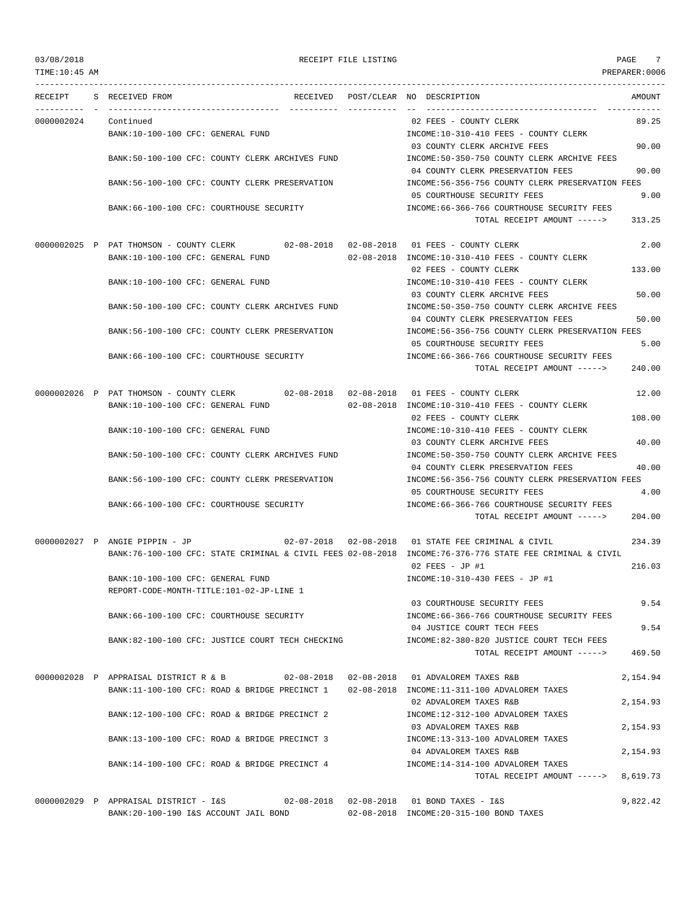RECEIPT FILE LISTING

| RECEIPT | S | RECEIVED FROM | RECEIVED | POST/CLEAR | NO | DESCRIPTION | AMOUNT |
|---|---|---|---|---|---|---|---|
| 0000002024 | | Continued | | | 02 | FEES - COUNTY CLERK | 89.25 |
| | | BANK:10-100-100 CFC: GENERAL FUND | | | | INCOME:10-310-410 FEES - COUNTY CLERK | |
| | | | | | 03 | COUNTY CLERK ARCHIVE FEES | 90.00 |
| | | BANK:50-100-100 CFC: COUNTY CLERK ARCHIVES FUND | | | | INCOME:50-350-750 COUNTY CLERK ARCHIVE FEES | |
| | | | | | 04 | COUNTY CLERK PRESERVATION FEES | 90.00 |
| | | BANK:56-100-100 CFC: COUNTY CLERK PRESERVATION | | | | INCOME:56-356-756 COUNTY CLERK PRESERVATION FEES | |
| | | | | | 05 | COURTHOUSE SECURITY FEES | 9.00 |
| | | BANK:66-100-100 CFC: COURTHOUSE SECURITY | | | | INCOME:66-366-766 COURTHOUSE SECURITY FEES | |
| | | | | | | TOTAL RECEIPT AMOUNT -----> | 313.25 |
| 0000002025 | P | PAT THOMSON - COUNTY CLERK | 02-08-2018 | 02-08-2018 | 01 | FEES - COUNTY CLERK | 2.00 |
| | | BANK:10-100-100 CFC: GENERAL FUND | | 02-08-2018 | | INCOME:10-310-410 FEES - COUNTY CLERK | |
| | | | | | 02 | FEES - COUNTY CLERK | 133.00 |
| | | BANK:10-100-100 CFC: GENERAL FUND | | | | INCOME:10-310-410 FEES - COUNTY CLERK | |
| | | | | | 03 | COUNTY CLERK ARCHIVE FEES | 50.00 |
| | | BANK:50-100-100 CFC: COUNTY CLERK ARCHIVES FUND | | | | INCOME:50-350-750 COUNTY CLERK ARCHIVE FEES | |
| | | | | | 04 | COUNTY CLERK PRESERVATION FEES | 50.00 |
| | | BANK:56-100-100 CFC: COUNTY CLERK PRESERVATION | | | | INCOME:56-356-756 COUNTY CLERK PRESERVATION FEES | |
| | | | | | 05 | COURTHOUSE SECURITY FEES | 5.00 |
| | | BANK:66-100-100 CFC: COURTHOUSE SECURITY | | | | INCOME:66-366-766 COURTHOUSE SECURITY FEES | |
| | | | | | | TOTAL RECEIPT AMOUNT -----> | 240.00 |
| 0000002026 | P | PAT THOMSON - COUNTY CLERK | 02-08-2018 | 02-08-2018 | 01 | FEES - COUNTY CLERK | 12.00 |
| | | BANK:10-100-100 CFC: GENERAL FUND | | 02-08-2018 | | INCOME:10-310-410 FEES - COUNTY CLERK | |
| | | | | | 02 | FEES - COUNTY CLERK | 108.00 |
| | | BANK:10-100-100 CFC: GENERAL FUND | | | | INCOME:10-310-410 FEES - COUNTY CLERK | |
| | | | | | 03 | COUNTY CLERK ARCHIVE FEES | 40.00 |
| | | BANK:50-100-100 CFC: COUNTY CLERK ARCHIVES FUND | | | | INCOME:50-350-750 COUNTY CLERK ARCHIVE FEES | |
| | | | | | 04 | COUNTY CLERK PRESERVATION FEES | 40.00 |
| | | BANK:56-100-100 CFC: COUNTY CLERK PRESERVATION | | | | INCOME:56-356-756 COUNTY CLERK PRESERVATION FEES | |
| | | | | | 05 | COURTHOUSE SECURITY FEES | 4.00 |
| | | BANK:66-100-100 CFC: COURTHOUSE SECURITY | | | | INCOME:66-366-766 COURTHOUSE SECURITY FEES | |
| | | | | | | TOTAL RECEIPT AMOUNT -----> | 204.00 |
| 0000002027 | P | ANGIE PIPPIN - JP | 02-07-2018 | 02-08-2018 | 01 | STATE FEE CRIMINAL & CIVIL | 234.39 |
| | | BANK:76-100-100 CFC: STATE CRIMINAL & CIVIL FEES | | 02-08-2018 | | INCOME:76-376-776 STATE FEE CRIMINAL & CIVIL | |
| | | | | | 02 | FEES - JP #1 | 216.03 |
| | | BANK:10-100-100 CFC: GENERAL FUND | | | | INCOME:10-310-430 FEES - JP #1 | |
| | | REPORT-CODE-MONTH-TITLE:101-02-JP-LINE 1 | | | | | |
| | | | | | 03 | COURTHOUSE SECURITY FEES | 9.54 |
| | | BANK:66-100-100 CFC: COURTHOUSE SECURITY | | | | INCOME:66-366-766 COURTHOUSE SECURITY FEES | |
| | | | | | 04 | JUSTICE COURT TECH FEES | 9.54 |
| | | BANK:82-100-100 CFC: JUSTICE COURT TECH CHECKING | | | | INCOME:82-380-820 JUSTICE COURT TECH FEES | |
| | | | | | | TOTAL RECEIPT AMOUNT -----> | 469.50 |
| 0000002028 | P | APPRAISAL DISTRICT R & B | 02-08-2018 | 02-08-2018 | 01 | ADVALOREM TAXES R&B | 2,154.94 |
| | | BANK:11-100-100 CFC: ROAD & BRIDGE PRECINCT 1 | | 02-08-2018 | | INCOME:11-311-100 ADVALOREM TAXES | |
| | | | | | 02 | ADVALOREM TAXES R&B | 2,154.93 |
| | | BANK:12-100-100 CFC: ROAD & BRIDGE PRECINCT 2 | | | | INCOME:12-312-100 ADVALOREM TAXES | |
| | | | | | 03 | ADVALOREM TAXES R&B | 2,154.93 |
| | | BANK:13-100-100 CFC: ROAD & BRIDGE PRECINCT 3 | | | | INCOME:13-313-100 ADVALOREM TAXES | |
| | | | | | 04 | ADVALOREM TAXES R&B | 2,154.93 |
| | | BANK:14-100-100 CFC: ROAD & BRIDGE PRECINCT 4 | | | | INCOME:14-314-100 ADVALOREM TAXES | |
| | | | | | | TOTAL RECEIPT AMOUNT -----> | 8,619.73 |
| 0000002029 | P | APPRAISAL DISTRICT - I&S | 02-08-2018 | 02-08-2018 | 01 | BOND TAXES - I&S | 9,822.42 |
| | | BANK:20-100-190 I&S ACCOUNT JAIL BOND | | 02-08-2018 | | INCOME:20-315-100 BOND TAXES | |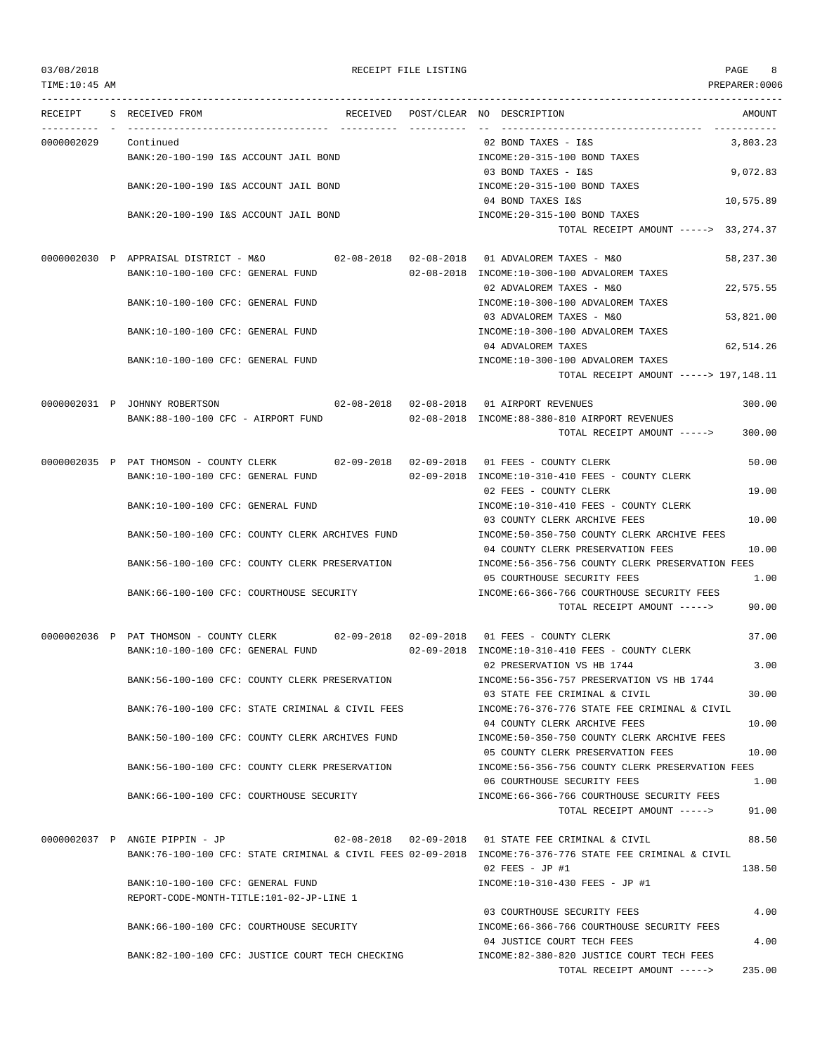RECEIPT FILE LISTING

| RECEIPT | S | RECEIVED FROM | RECEIVED | POST/CLEAR | NO | DESCRIPTION | AMOUNT |
|---|---|---|---|---|---|---|---|
| 0000002029 | | Continued | | | 02 | BOND TAXES - I&S | 3,803.23 |
| | | BANK:20-100-190 I&S ACCOUNT JAIL BOND | | | | INCOME:20-315-100 BOND TAXES | |
| | | | | | 03 | BOND TAXES - I&S | 9,072.83 |
| | | BANK:20-100-190 I&S ACCOUNT JAIL BOND | | | | INCOME:20-315-100 BOND TAXES | |
| | | | | | 04 | BOND TAXES I&S | 10,575.89 |
| | | BANK:20-100-190 I&S ACCOUNT JAIL BOND | | | | INCOME:20-315-100 BOND TAXES | |
| | | | | | | TOTAL RECEIPT AMOUNT -----> | 33,274.37 |
| 0000002030 | P | APPRAISAL DISTRICT - M&O | 02-08-2018 | 02-08-2018 | 01 | ADVALOREM TAXES - M&O | 58,237.30 |
| | | BANK:10-100-100 CFC: GENERAL FUND | | 02-08-2018 | | INCOME:10-300-100 ADVALOREM TAXES | |
| | | | | | 02 | ADVALOREM TAXES - M&O | 22,575.55 |
| | | BANK:10-100-100 CFC: GENERAL FUND | | | | INCOME:10-300-100 ADVALOREM TAXES | |
| | | | | | 03 | ADVALOREM TAXES - M&O | 53,821.00 |
| | | BANK:10-100-100 CFC: GENERAL FUND | | | | INCOME:10-300-100 ADVALOREM TAXES | |
| | | | | | 04 | ADVALOREM TAXES | 62,514.26 |
| | | BANK:10-100-100 CFC: GENERAL FUND | | | | INCOME:10-300-100 ADVALOREM TAXES | |
| | | | | | | TOTAL RECEIPT AMOUNT -----> | 197,148.11 |
| 0000002031 | P | JOHNNY ROBERTSON | 02-08-2018 | 02-08-2018 | 01 | AIRPORT REVENUES | 300.00 |
| | | BANK:88-100-100 CFC - AIRPORT FUND | | 02-08-2018 | | INCOME:88-380-810 AIRPORT REVENUES | |
| | | | | | | TOTAL RECEIPT AMOUNT -----> | 300.00 |
| 0000002035 | P | PAT THOMSON - COUNTY CLERK | 02-09-2018 | 02-09-2018 | 01 | FEES - COUNTY CLERK | 50.00 |
| | | BANK:10-100-100 CFC: GENERAL FUND | | 02-09-2018 | | INCOME:10-310-410 FEES - COUNTY CLERK | |
| | | | | | 02 | FEES - COUNTY CLERK | 19.00 |
| | | BANK:10-100-100 CFC: GENERAL FUND | | | | INCOME:10-310-410 FEES - COUNTY CLERK | |
| | | | | | 03 | COUNTY CLERK ARCHIVE FEES | 10.00 |
| | | BANK:50-100-100 CFC: COUNTY CLERK ARCHIVES FUND | | | | INCOME:50-350-750 COUNTY CLERK ARCHIVE FEES | |
| | | | | | 04 | COUNTY CLERK PRESERVATION FEES | 10.00 |
| | | BANK:56-100-100 CFC: COUNTY CLERK PRESERVATION | | | | INCOME:56-356-756 COUNTY CLERK PRESERVATION FEES | |
| | | | | | 05 | COURTHOUSE SECURITY FEES | 1.00 |
| | | BANK:66-100-100 CFC: COURTHOUSE SECURITY | | | | INCOME:66-366-766 COURTHOUSE SECURITY FEES | |
| | | | | | | TOTAL RECEIPT AMOUNT -----> | 90.00 |
| 0000002036 | P | PAT THOMSON - COUNTY CLERK | 02-09-2018 | 02-09-2018 | 01 | FEES - COUNTY CLERK | 37.00 |
| | | BANK:10-100-100 CFC: GENERAL FUND | | 02-09-2018 | | INCOME:10-310-410 FEES - COUNTY CLERK | |
| | | | | | 02 | PRESERVATION VS HB 1744 | 3.00 |
| | | BANK:56-100-100 CFC: COUNTY CLERK PRESERVATION | | | | INCOME:56-356-757 PRESERVATION VS HB 1744 | |
| | | | | | 03 | STATE FEE CRIMINAL & CIVIL | 30.00 |
| | | BANK:76-100-100 CFC: STATE CRIMINAL & CIVIL FEES | | | | INCOME:76-376-776 STATE FEE CRIMINAL & CIVIL | |
| | | | | | 04 | COUNTY CLERK ARCHIVE FEES | 10.00 |
| | | BANK:50-100-100 CFC: COUNTY CLERK ARCHIVES FUND | | | | INCOME:50-350-750 COUNTY CLERK ARCHIVE FEES | |
| | | | | | 05 | COUNTY CLERK PRESERVATION FEES | 10.00 |
| | | BANK:56-100-100 CFC: COUNTY CLERK PRESERVATION | | | | INCOME:56-356-756 COUNTY CLERK PRESERVATION FEES | |
| | | | | | 06 | COURTHOUSE SECURITY FEES | 1.00 |
| | | BANK:66-100-100 CFC: COURTHOUSE SECURITY | | | | INCOME:66-366-766 COURTHOUSE SECURITY FEES | |
| | | | | | | TOTAL RECEIPT AMOUNT -----> | 91.00 |
| 0000002037 | P | ANGIE PIPPIN - JP | 02-08-2018 | 02-09-2018 | 01 | STATE FEE CRIMINAL & CIVIL | 88.50 |
| | | BANK:76-100-100 CFC: STATE CRIMINAL & CIVIL FEES | | 02-09-2018 | | INCOME:76-376-776 STATE FEE CRIMINAL & CIVIL | |
| | | | | | 02 | FEES - JP #1 | 138.50 |
| | | BANK:10-100-100 CFC: GENERAL FUND | | | | INCOME:10-310-430 FEES - JP #1 | |
| | | REPORT-CODE-MONTH-TITLE:101-02-JP-LINE 1 | | | | | |
| | | | | | 03 | COURTHOUSE SECURITY FEES | 4.00 |
| | | BANK:66-100-100 CFC: COURTHOUSE SECURITY | | | | INCOME:66-366-766 COURTHOUSE SECURITY FEES | |
| | | | | | 04 | JUSTICE COURT TECH FEES | 4.00 |
| | | BANK:82-100-100 CFC: JUSTICE COURT TECH CHECKING | | | | INCOME:82-380-820 JUSTICE COURT TECH FEES | |
| | | | | | | TOTAL RECEIPT AMOUNT -----> | 235.00 |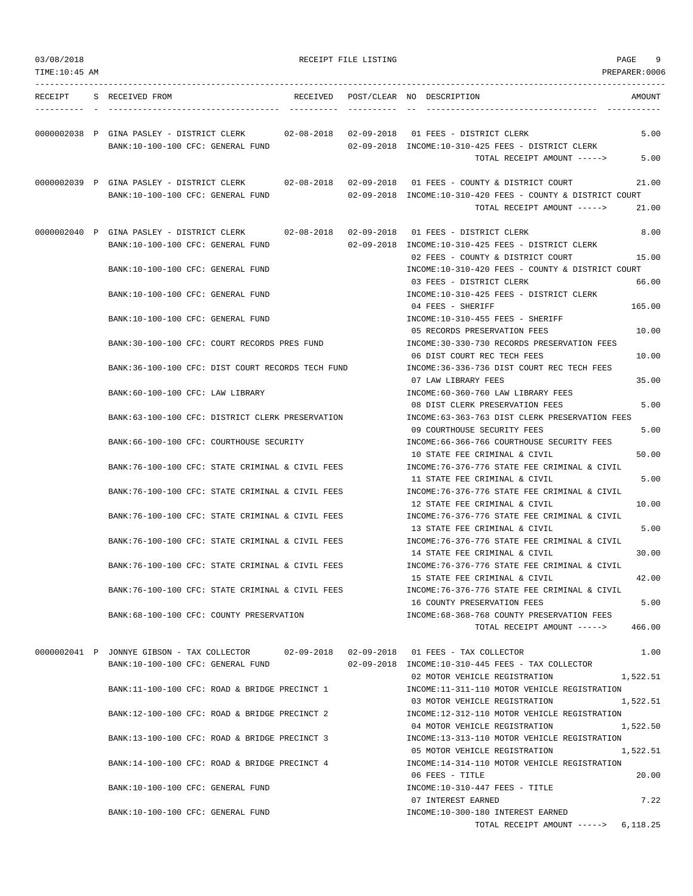03/08/2018 RECEIPT FILE LISTING

TIME:10:45 AM PREPARER:0006

| RECEIPT | S | RECEIVED FROM | RECEIVED | POST/CLEAR | NO | DESCRIPTION | AMOUNT |
|---|---|---|---|---|---|---|---|
| 0000002038 | P | GINA PASLEY - DISTRICT CLERK | 02-08-2018 | 02-09-2018 | 01 | FEES - DISTRICT CLERK | 5.00 |
| | | BANK:10-100-100 CFC: GENERAL FUND | | 02-09-2018 | | INCOME:10-310-425 FEES - DISTRICT CLERK | |
| | | | | | | TOTAL RECEIPT AMOUNT -----> | 5.00 |
| 0000002039 | P | GINA PASLEY - DISTRICT CLERK | 02-08-2018 | 02-09-2018 | 01 | FEES - COUNTY & DISTRICT COURT | 21.00 |
| | | BANK:10-100-100 CFC: GENERAL FUND | | 02-09-2018 | | INCOME:10-310-420 FEES - COUNTY & DISTRICT COURT | |
| | | | | | | TOTAL RECEIPT AMOUNT -----> | 21.00 |
| 0000002040 | P | GINA PASLEY - DISTRICT CLERK | 02-08-2018 | 02-09-2018 | 01 | FEES - DISTRICT CLERK | 8.00 |
| | | BANK:10-100-100 CFC: GENERAL FUND | | 02-09-2018 | | INCOME:10-310-425 FEES - DISTRICT CLERK | |
| | | | | | 02 | FEES - COUNTY & DISTRICT COURT | 15.00 |
| | | BANK:10-100-100 CFC: GENERAL FUND | | | | INCOME:10-310-420 FEES - COUNTY & DISTRICT COURT | |
| | | | | | 03 | FEES - DISTRICT CLERK | 66.00 |
| | | BANK:10-100-100 CFC: GENERAL FUND | | | | INCOME:10-310-425 FEES - DISTRICT CLERK | |
| | | | | | 04 | FEES - SHERIFF | 165.00 |
| | | BANK:10-100-100 CFC: GENERAL FUND | | | | INCOME:10-310-455 FEES - SHERIFF | |
| | | | | | 05 | RECORDS PRESERVATION FEES | 10.00 |
| | | BANK:30-100-100 CFC: COURT RECORDS PRES FUND | | | | INCOME:30-330-730 RECORDS PRESERVATION FEES | |
| | | | | | 06 | DIST COURT REC TECH FEES | 10.00 |
| | | BANK:36-100-100 CFC: DIST COURT RECORDS TECH FUND | | | | INCOME:36-336-736 DIST COURT REC TECH FEES | |
| | | | | | 07 | LAW LIBRARY FEES | 35.00 |
| | | BANK:60-100-100 CFC: LAW LIBRARY | | | | INCOME:60-360-760 LAW LIBRARY FEES | |
| | | | | | 08 | DIST CLERK PRESERVATION FEES | 5.00 |
| | | BANK:63-100-100 CFC: DISTRICT CLERK PRESERVATION | | | | INCOME:63-363-763 DIST CLERK PRESERVATION FEES | |
| | | | | | 09 | COURTHOUSE SECURITY FEES | 5.00 |
| | | BANK:66-100-100 CFC: COURTHOUSE SECURITY | | | | INCOME:66-366-766 COURTHOUSE SECURITY FEES | |
| | | | | | 10 | STATE FEE CRIMINAL & CIVIL | 50.00 |
| | | BANK:76-100-100 CFC: STATE CRIMINAL & CIVIL FEES | | | | INCOME:76-376-776 STATE FEE CRIMINAL & CIVIL | |
| | | | | | 11 | STATE FEE CRIMINAL & CIVIL | 5.00 |
| | | BANK:76-100-100 CFC: STATE CRIMINAL & CIVIL FEES | | | | INCOME:76-376-776 STATE FEE CRIMINAL & CIVIL | |
| | | | | | 12 | STATE FEE CRIMINAL & CIVIL | 10.00 |
| | | BANK:76-100-100 CFC: STATE CRIMINAL & CIVIL FEES | | | | INCOME:76-376-776 STATE FEE CRIMINAL & CIVIL | |
| | | | | | 13 | STATE FEE CRIMINAL & CIVIL | 5.00 |
| | | BANK:76-100-100 CFC: STATE CRIMINAL & CIVIL FEES | | | | INCOME:76-376-776 STATE FEE CRIMINAL & CIVIL | |
| | | | | | 14 | STATE FEE CRIMINAL & CIVIL | 30.00 |
| | | BANK:76-100-100 CFC: STATE CRIMINAL & CIVIL FEES | | | | INCOME:76-376-776 STATE FEE CRIMINAL & CIVIL | |
| | | | | | 15 | STATE FEE CRIMINAL & CIVIL | 42.00 |
| | | BANK:76-100-100 CFC: STATE CRIMINAL & CIVIL FEES | | | | INCOME:76-376-776 STATE FEE CRIMINAL & CIVIL | |
| | | | | | 16 | COUNTY PRESERVATION FEES | 5.00 |
| | | BANK:68-100-100 CFC: COUNTY PRESERVATION | | | | INCOME:68-368-768 COUNTY PRESERVATION FEES | |
| | | | | | | TOTAL RECEIPT AMOUNT -----> | 466.00 |
| 0000002041 | P | JONNYE GIBSON - TAX COLLECTOR | 02-09-2018 | 02-09-2018 | 01 | FEES - TAX COLLECTOR | 1.00 |
| | | BANK:10-100-100 CFC: GENERAL FUND | | 02-09-2018 | | INCOME:10-310-445 FEES - TAX COLLECTOR | |
| | | | | | 02 | MOTOR VEHICLE REGISTRATION | 1,522.51 |
| | | BANK:11-100-100 CFC: ROAD & BRIDGE PRECINCT 1 | | | | INCOME:11-311-110 MOTOR VEHICLE REGISTRATION | |
| | | | | | 03 | MOTOR VEHICLE REGISTRATION | 1,522.51 |
| | | BANK:12-100-100 CFC: ROAD & BRIDGE PRECINCT 2 | | | | INCOME:12-312-110 MOTOR VEHICLE REGISTRATION | |
| | | | | | 04 | MOTOR VEHICLE REGISTRATION | 1,522.50 |
| | | BANK:13-100-100 CFC: ROAD & BRIDGE PRECINCT 3 | | | | INCOME:13-313-110 MOTOR VEHICLE REGISTRATION | |
| | | | | | 05 | MOTOR VEHICLE REGISTRATION | 1,522.51 |
| | | BANK:14-100-100 CFC: ROAD & BRIDGE PRECINCT 4 | | | | INCOME:14-314-110 MOTOR VEHICLE REGISTRATION | |
| | | | | | 06 | FEES - TITLE | 20.00 |
| | | BANK:10-100-100 CFC: GENERAL FUND | | | | INCOME:10-310-447 FEES - TITLE | |
| | | | | | 07 | INTEREST EARNED | 7.22 |
| | | BANK:10-100-100 CFC: GENERAL FUND | | | | INCOME:10-300-180 INTEREST EARNED | |
| | | | | | | TOTAL RECEIPT AMOUNT -----> | 6,118.25 |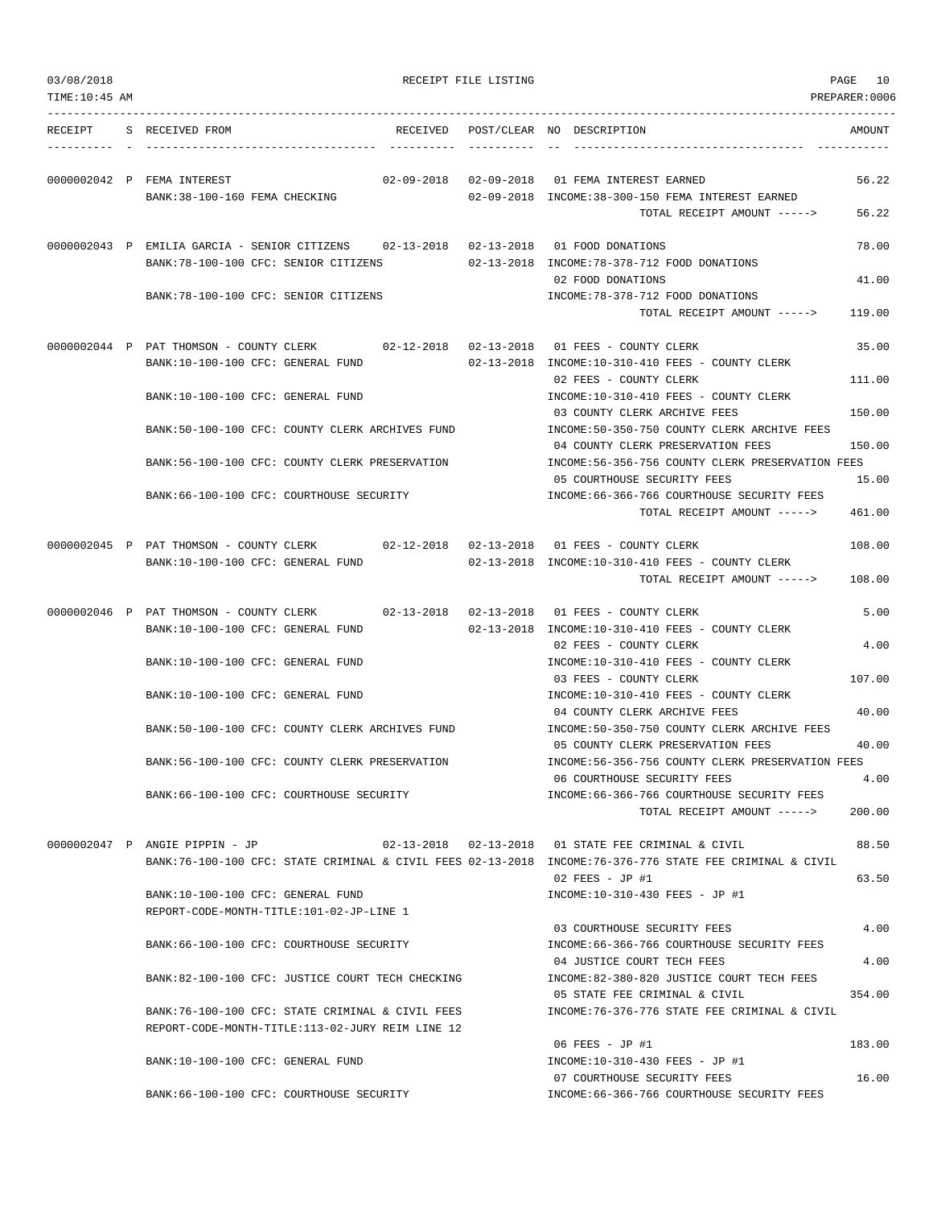03/08/2018 RECEIPT FILE LISTING
TIME:10:45 AM PREPARER:0006

| RECEIPT | S | RECEIVED FROM | RECEIVED | POST/CLEAR | NO | DESCRIPTION | AMOUNT |
|---|---|---|---|---|---|---|---|
| 0000002042 | P | FEMA INTEREST | 02-09-2018 | 02-09-2018 | 01 | FEMA INTEREST EARNED | 56.22 |
| | | BANK:38-100-160 FEMA CHECKING | | 02-09-2018 | | INCOME:38-300-150 FEMA INTEREST EARNED | |
| | | | | | | TOTAL RECEIPT AMOUNT -----> | 56.22 |
| 0000002043 | P | EMILIA GARCIA - SENIOR CITIZENS | 02-13-2018 | 02-13-2018 | 01 | FOOD DONATIONS | 78.00 |
| | | BANK:78-100-100 CFC: SENIOR CITIZENS | | 02-13-2018 | | INCOME:78-378-712 FOOD DONATIONS | |
| | | | | | 02 | FOOD DONATIONS | 41.00 |
| | | BANK:78-100-100 CFC: SENIOR CITIZENS | | | | INCOME:78-378-712 FOOD DONATIONS | |
| | | | | | | TOTAL RECEIPT AMOUNT -----> | 119.00 |
| 0000002044 | P | PAT THOMSON - COUNTY CLERK | 02-12-2018 | 02-13-2018 | 01 | FEES - COUNTY CLERK | 35.00 |
| | | BANK:10-100-100 CFC: GENERAL FUND | | 02-13-2018 | | INCOME:10-310-410 FEES - COUNTY CLERK | |
| | | | | | 02 | FEES - COUNTY CLERK | 111.00 |
| | | BANK:10-100-100 CFC: GENERAL FUND | | | | INCOME:10-310-410 FEES - COUNTY CLERK | |
| | | | | | 03 | COUNTY CLERK ARCHIVE FEES | 150.00 |
| | | BANK:50-100-100 CFC: COUNTY CLERK ARCHIVES FUND | | | | INCOME:50-350-750 COUNTY CLERK ARCHIVE FEES | |
| | | | | | 04 | COUNTY CLERK PRESERVATION FEES | 150.00 |
| | | BANK:56-100-100 CFC: COUNTY CLERK PRESERVATION | | | | INCOME:56-356-756 COUNTY CLERK PRESERVATION FEES | |
| | | | | | 05 | COURTHOUSE SECURITY FEES | 15.00 |
| | | BANK:66-100-100 CFC: COURTHOUSE SECURITY | | | | INCOME:66-366-766 COURTHOUSE SECURITY FEES | |
| | | | | | | TOTAL RECEIPT AMOUNT -----> | 461.00 |
| 0000002045 | P | PAT THOMSON - COUNTY CLERK | 02-12-2018 | 02-13-2018 | 01 | FEES - COUNTY CLERK | 108.00 |
| | | BANK:10-100-100 CFC: GENERAL FUND | | 02-13-2018 | | INCOME:10-310-410 FEES - COUNTY CLERK | |
| | | | | | | TOTAL RECEIPT AMOUNT -----> | 108.00 |
| 0000002046 | P | PAT THOMSON - COUNTY CLERK | 02-13-2018 | 02-13-2018 | 01 | FEES - COUNTY CLERK | 5.00 |
| | | BANK:10-100-100 CFC: GENERAL FUND | | 02-13-2018 | | INCOME:10-310-410 FEES - COUNTY CLERK | |
| | | | | | 02 | FEES - COUNTY CLERK | 4.00 |
| | | BANK:10-100-100 CFC: GENERAL FUND | | | | INCOME:10-310-410 FEES - COUNTY CLERK | |
| | | | | | 03 | FEES - COUNTY CLERK | 107.00 |
| | | BANK:10-100-100 CFC: GENERAL FUND | | | | INCOME:10-310-410 FEES - COUNTY CLERK | |
| | | | | | 04 | COUNTY CLERK ARCHIVE FEES | 40.00 |
| | | BANK:50-100-100 CFC: COUNTY CLERK ARCHIVES FUND | | | | INCOME:50-350-750 COUNTY CLERK ARCHIVE FEES | |
| | | | | | 05 | COUNTY CLERK PRESERVATION FEES | 40.00 |
| | | BANK:56-100-100 CFC: COUNTY CLERK PRESERVATION | | | | INCOME:56-356-756 COUNTY CLERK PRESERVATION FEES | |
| | | | | | 06 | COURTHOUSE SECURITY FEES | 4.00 |
| | | BANK:66-100-100 CFC: COURTHOUSE SECURITY | | | | INCOME:66-366-766 COURTHOUSE SECURITY FEES | |
| | | | | | | TOTAL RECEIPT AMOUNT -----> | 200.00 |
| 0000002047 | P | ANGIE PIPPIN - JP | 02-13-2018 | 02-13-2018 | 01 | STATE FEE CRIMINAL & CIVIL | 88.50 |
| | | BANK:76-100-100 CFC: STATE CRIMINAL & CIVIL FEES | | 02-13-2018 | | INCOME:76-376-776 STATE FEE CRIMINAL & CIVIL | |
| | | | | | 02 | FEES - JP #1 | 63.50 |
| | | BANK:10-100-100 CFC: GENERAL FUND | | | | INCOME:10-310-430 FEES - JP #1 | |
| | | REPORT-CODE-MONTH-TITLE:101-02-JP-LINE 1 | | | | | |
| | | | | | 03 | COURTHOUSE SECURITY FEES | 4.00 |
| | | BANK:66-100-100 CFC: COURTHOUSE SECURITY | | | | INCOME:66-366-766 COURTHOUSE SECURITY FEES | |
| | | | | | 04 | JUSTICE COURT TECH FEES | 4.00 |
| | | BANK:82-100-100 CFC: JUSTICE COURT TECH CHECKING | | | | INCOME:82-380-820 JUSTICE COURT TECH FEES | |
| | | | | | 05 | STATE FEE CRIMINAL & CIVIL | 354.00 |
| | | BANK:76-100-100 CFC: STATE CRIMINAL & CIVIL FEES | | | | INCOME:76-376-776 STATE FEE CRIMINAL & CIVIL | |
| | | REPORT-CODE-MONTH-TITLE:113-02-JURY REIM LINE 12 | | | | | |
| | | | | | 06 | FEES - JP #1 | 183.00 |
| | | BANK:10-100-100 CFC: GENERAL FUND | | | | INCOME:10-310-430 FEES - JP #1 | |
| | | | | | 07 | COURTHOUSE SECURITY FEES | 16.00 |
| | | BANK:66-100-100 CFC: COURTHOUSE SECURITY | | | | INCOME:66-366-766 COURTHOUSE SECURITY FEES | |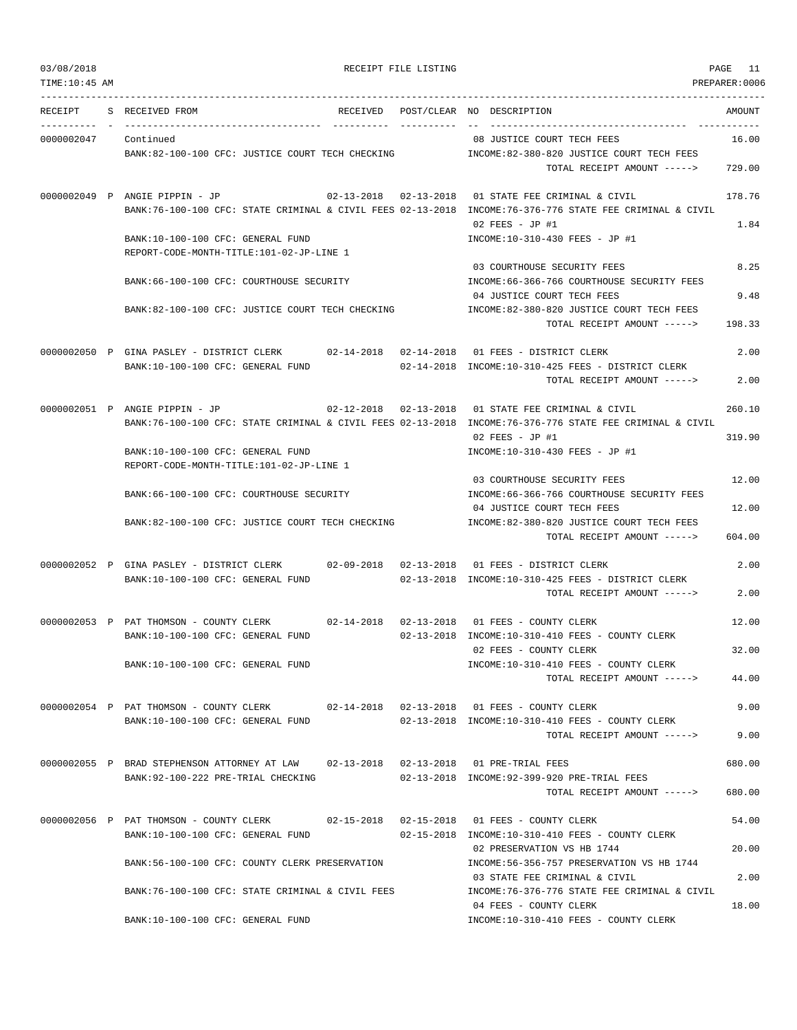03/08/2018 RECEIPT FILE LISTING
TIME:10:45 AM PREPARER:0006

| RECEIPT | S | RECEIVED FROM | RECEIVED | POST/CLEAR | NO | DESCRIPTION | AMOUNT |
|---|---|---|---|---|---|---|---|
| 0000002047 | | Continued | | | 08 | JUSTICE COURT TECH FEES | 16.00 |
| | | BANK:82-100-100 CFC: JUSTICE COURT TECH CHECKING | | | | INCOME:82-380-820 JUSTICE COURT TECH FEES | |
| | | | | | | TOTAL RECEIPT AMOUNT -----> | 729.00 |
| 0000002049 | P | ANGIE PIPPIN - JP | 02-13-2018 | 02-13-2018 | 01 | STATE FEE CRIMINAL & CIVIL | 178.76 |
| | | BANK:76-100-100 CFC: STATE CRIMINAL & CIVIL FEES | | 02-13-2018 | | INCOME:76-376-776 STATE FEE CRIMINAL & CIVIL | |
| | | | | | 02 | FEES - JP #1 | 1.84 |
| | | BANK:10-100-100 CFC: GENERAL FUND | | | | INCOME:10-310-430 FEES - JP #1 | |
| | | REPORT-CODE-MONTH-TITLE:101-02-JP-LINE 1 | | | | | |
| | | | | | 03 | COURTHOUSE SECURITY FEES | 8.25 |
| | | BANK:66-100-100 CFC: COURTHOUSE SECURITY | | | | INCOME:66-366-766 COURTHOUSE SECURITY FEES | |
| | | | | | 04 | JUSTICE COURT TECH FEES | 9.48 |
| | | BANK:82-100-100 CFC: JUSTICE COURT TECH CHECKING | | | | INCOME:82-380-820 JUSTICE COURT TECH FEES | |
| | | | | | | TOTAL RECEIPT AMOUNT -----> | 198.33 |
| 0000002050 | P | GINA PASLEY - DISTRICT CLERK | 02-14-2018 | 02-14-2018 | 01 | FEES - DISTRICT CLERK | 2.00 |
| | | BANK:10-100-100 CFC: GENERAL FUND | | 02-14-2018 | | INCOME:10-310-425 FEES - DISTRICT CLERK | |
| | | | | | | TOTAL RECEIPT AMOUNT -----> | 2.00 |
| 0000002051 | P | ANGIE PIPPIN - JP | 02-12-2018 | 02-13-2018 | 01 | STATE FEE CRIMINAL & CIVIL | 260.10 |
| | | BANK:76-100-100 CFC: STATE CRIMINAL & CIVIL FEES | | 02-13-2018 | | INCOME:76-376-776 STATE FEE CRIMINAL & CIVIL | |
| | | | | | 02 | FEES - JP #1 | 319.90 |
| | | BANK:10-100-100 CFC: GENERAL FUND | | | | INCOME:10-310-430 FEES - JP #1 | |
| | | REPORT-CODE-MONTH-TITLE:101-02-JP-LINE 1 | | | | | |
| | | | | | 03 | COURTHOUSE SECURITY FEES | 12.00 |
| | | BANK:66-100-100 CFC: COURTHOUSE SECURITY | | | | INCOME:66-366-766 COURTHOUSE SECURITY FEES | |
| | | | | | 04 | JUSTICE COURT TECH FEES | 12.00 |
| | | BANK:82-100-100 CFC: JUSTICE COURT TECH CHECKING | | | | INCOME:82-380-820 JUSTICE COURT TECH FEES | |
| | | | | | | TOTAL RECEIPT AMOUNT -----> | 604.00 |
| 0000002052 | P | GINA PASLEY - DISTRICT CLERK | 02-09-2018 | 02-13-2018 | 01 | FEES - DISTRICT CLERK | 2.00 |
| | | BANK:10-100-100 CFC: GENERAL FUND | | 02-13-2018 | | INCOME:10-310-425 FEES - DISTRICT CLERK | |
| | | | | | | TOTAL RECEIPT AMOUNT -----> | 2.00 |
| 0000002053 | P | PAT THOMSON - COUNTY CLERK | 02-14-2018 | 02-13-2018 | 01 | FEES - COUNTY CLERK | 12.00 |
| | | BANK:10-100-100 CFC: GENERAL FUND | | 02-13-2018 | | INCOME:10-310-410 FEES - COUNTY CLERK | |
| | | | | | 02 | FEES - COUNTY CLERK | 32.00 |
| | | BANK:10-100-100 CFC: GENERAL FUND | | | | INCOME:10-310-410 FEES - COUNTY CLERK | |
| | | | | | | TOTAL RECEIPT AMOUNT -----> | 44.00 |
| 0000002054 | P | PAT THOMSON - COUNTY CLERK | 02-14-2018 | 02-13-2018 | 01 | FEES - COUNTY CLERK | 9.00 |
| | | BANK:10-100-100 CFC: GENERAL FUND | | 02-13-2018 | | INCOME:10-310-410 FEES - COUNTY CLERK | |
| | | | | | | TOTAL RECEIPT AMOUNT -----> | 9.00 |
| 0000002055 | P | BRAD STEPHENSON ATTORNEY AT LAW | 02-13-2018 | 02-13-2018 | 01 | PRE-TRIAL FEES | 680.00 |
| | | BANK:92-100-222 PRE-TRIAL CHECKING | | 02-13-2018 | | INCOME:92-399-920 PRE-TRIAL FEES | |
| | | | | | | TOTAL RECEIPT AMOUNT -----> | 680.00 |
| 0000002056 | P | PAT THOMSON - COUNTY CLERK | 02-15-2018 | 02-15-2018 | 01 | FEES - COUNTY CLERK | 54.00 |
| | | BANK:10-100-100 CFC: GENERAL FUND | | 02-15-2018 | | INCOME:10-310-410 FEES - COUNTY CLERK | |
| | | | | | 02 | PRESERVATION VS HB 1744 | 20.00 |
| | | BANK:56-100-100 CFC: COUNTY CLERK PRESERVATION | | | | INCOME:56-356-757 PRESERVATION VS HB 1744 | |
| | | | | | 03 | STATE FEE CRIMINAL & CIVIL | 2.00 |
| | | BANK:76-100-100 CFC: STATE CRIMINAL & CIVIL FEES | | | | INCOME:76-376-776 STATE FEE CRIMINAL & CIVIL | |
| | | | | | 04 | FEES - COUNTY CLERK | 18.00 |
| | | BANK:10-100-100 CFC: GENERAL FUND | | | | INCOME:10-310-410 FEES - COUNTY CLERK | |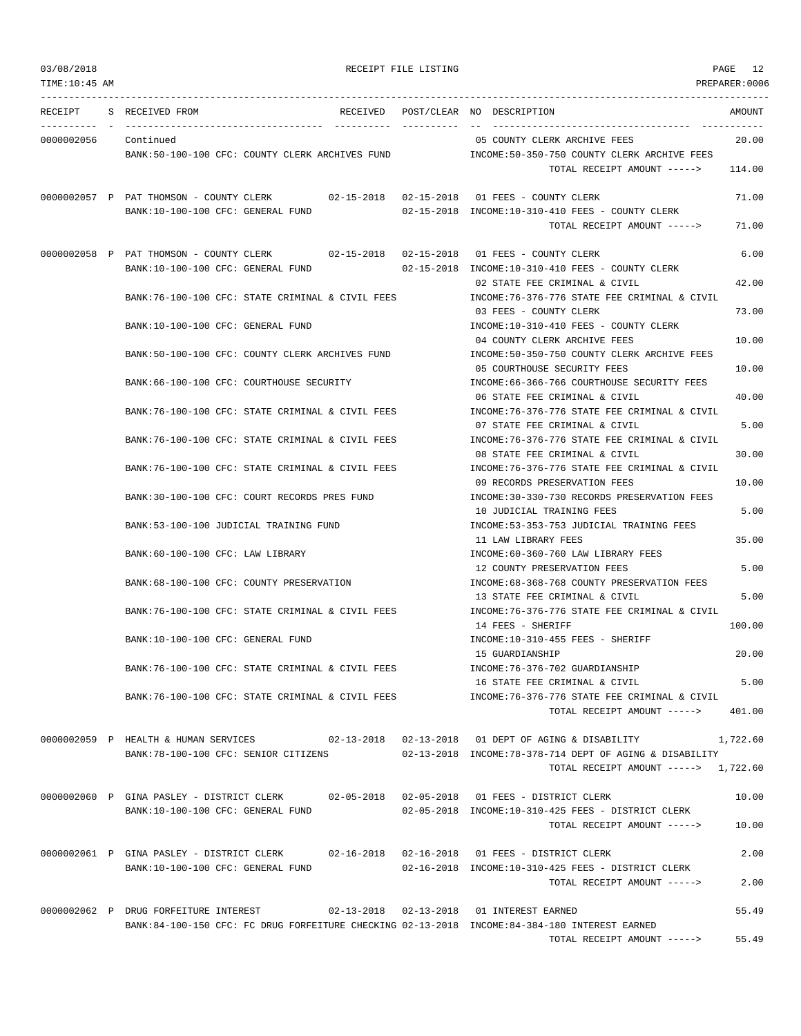03/08/2018 RECEIPT FILE LISTING

TIME:10:45 AM PREPARER:0006

| RECEIPT | S | RECEIVED FROM | RECEIVED | POST/CLEAR | NO | DESCRIPTION | AMOUNT |
|---|---|---|---|---|---|---|---|
| 0000002056 | | Continued | | | 05 | COUNTY CLERK ARCHIVE FEES | 20.00 |
| | | BANK:50-100-100 CFC: COUNTY CLERK ARCHIVES FUND | | | | INCOME:50-350-750 COUNTY CLERK ARCHIVE FEES | |
| | | | | | | TOTAL RECEIPT AMOUNT -----> | 114.00 |
| 0000002057 | P | PAT THOMSON - COUNTY CLERK | 02-15-2018 | 02-15-2018 | 01 | FEES - COUNTY CLERK | 71.00 |
| | | BANK:10-100-100 CFC: GENERAL FUND | | 02-15-2018 | | INCOME:10-310-410 FEES - COUNTY CLERK | |
| | | | | | | TOTAL RECEIPT AMOUNT -----> | 71.00 |
| 0000002058 | P | PAT THOMSON - COUNTY CLERK | 02-15-2018 | 02-15-2018 | 01 | FEES - COUNTY CLERK | 6.00 |
| | | BANK:10-100-100 CFC: GENERAL FUND | | 02-15-2018 | | INCOME:10-310-410 FEES - COUNTY CLERK | |
| | | | | | 02 | STATE FEE CRIMINAL & CIVIL | 42.00 |
| | | BANK:76-100-100 CFC: STATE CRIMINAL & CIVIL FEES | | | | INCOME:76-376-776 STATE FEE CRIMINAL & CIVIL | |
| | | | | | 03 | FEES - COUNTY CLERK | 73.00 |
| | | BANK:10-100-100 CFC: GENERAL FUND | | | | INCOME:10-310-410 FEES - COUNTY CLERK | |
| | | | | | 04 | COUNTY CLERK ARCHIVE FEES | 10.00 |
| | | BANK:50-100-100 CFC: COUNTY CLERK ARCHIVES FUND | | | | INCOME:50-350-750 COUNTY CLERK ARCHIVE FEES | |
| | | | | | 05 | COURTHOUSE SECURITY FEES | 10.00 |
| | | BANK:66-100-100 CFC: COURTHOUSE SECURITY | | | | INCOME:66-366-766 COURTHOUSE SECURITY FEES | |
| | | | | | 06 | STATE FEE CRIMINAL & CIVIL | 40.00 |
| | | BANK:76-100-100 CFC: STATE CRIMINAL & CIVIL FEES | | | | INCOME:76-376-776 STATE FEE CRIMINAL & CIVIL | |
| | | | | | 07 | STATE FEE CRIMINAL & CIVIL | 5.00 |
| | | BANK:76-100-100 CFC: STATE CRIMINAL & CIVIL FEES | | | | INCOME:76-376-776 STATE FEE CRIMINAL & CIVIL | |
| | | | | | 08 | STATE FEE CRIMINAL & CIVIL | 30.00 |
| | | BANK:76-100-100 CFC: STATE CRIMINAL & CIVIL FEES | | | | INCOME:76-376-776 STATE FEE CRIMINAL & CIVIL | |
| | | | | | 09 | RECORDS PRESERVATION FEES | 10.00 |
| | | BANK:30-100-100 CFC: COURT RECORDS PRES FUND | | | | INCOME:30-330-730 RECORDS PRESERVATION FEES | |
| | | | | | 10 | JUDICIAL TRAINING FEES | 5.00 |
| | | BANK:53-100-100 JUDICIAL TRAINING FUND | | | | INCOME:53-353-753 JUDICIAL TRAINING FEES | |
| | | | | | 11 | LAW LIBRARY FEES | 35.00 |
| | | BANK:60-100-100 CFC: LAW LIBRARY | | | | INCOME:60-360-760 LAW LIBRARY FEES | |
| | | | | | 12 | COUNTY PRESERVATION FEES | 5.00 |
| | | BANK:68-100-100 CFC: COUNTY PRESERVATION | | | | INCOME:68-368-768 COUNTY PRESERVATION FEES | |
| | | | | | 13 | STATE FEE CRIMINAL & CIVIL | 5.00 |
| | | BANK:76-100-100 CFC: STATE CRIMINAL & CIVIL FEES | | | | INCOME:76-376-776 STATE FEE CRIMINAL & CIVIL | |
| | | | | | 14 | FEES - SHERIFF | 100.00 |
| | | BANK:10-100-100 CFC: GENERAL FUND | | | | INCOME:10-310-455 FEES - SHERIFF | |
| | | | | | 15 | GUARDIANSHIP | 20.00 |
| | | BANK:76-100-100 CFC: STATE CRIMINAL & CIVIL FEES | | | | INCOME:76-376-702 GUARDIANSHIP | |
| | | | | | 16 | STATE FEE CRIMINAL & CIVIL | 5.00 |
| | | BANK:76-100-100 CFC: STATE CRIMINAL & CIVIL FEES | | | | INCOME:76-376-776 STATE FEE CRIMINAL & CIVIL | |
| | | | | | | TOTAL RECEIPT AMOUNT -----> | 401.00 |
| 0000002059 | P | HEALTH & HUMAN SERVICES | 02-13-2018 | 02-13-2018 | 01 | DEPT OF AGING & DISABILITY | 1,722.60 |
| | | BANK:78-100-100 CFC: SENIOR CITIZENS | | 02-13-2018 | | INCOME:78-378-714 DEPT OF AGING & DISABILITY | |
| | | | | | | TOTAL RECEIPT AMOUNT -----> | 1,722.60 |
| 0000002060 | P | GINA PASLEY - DISTRICT CLERK | 02-05-2018 | 02-05-2018 | 01 | FEES - DISTRICT CLERK | 10.00 |
| | | BANK:10-100-100 CFC: GENERAL FUND | | 02-05-2018 | | INCOME:10-310-425 FEES - DISTRICT CLERK | |
| | | | | | | TOTAL RECEIPT AMOUNT -----> | 10.00 |
| 0000002061 | P | GINA PASLEY - DISTRICT CLERK | 02-16-2018 | 02-16-2018 | 01 | FEES - DISTRICT CLERK | 2.00 |
| | | BANK:10-100-100 CFC: GENERAL FUND | | 02-16-2018 | | INCOME:10-310-425 FEES - DISTRICT CLERK | |
| | | | | | | TOTAL RECEIPT AMOUNT -----> | 2.00 |
| 0000002062 | P | DRUG FORFEITURE INTEREST | 02-13-2018 | 02-13-2018 | 01 | INTEREST EARNED | 55.49 |
| | | BANK:84-100-150 CFC: FC DRUG FORFEITURE CHECKING | | 02-13-2018 | | INCOME:84-384-180 INTEREST EARNED | |
| | | | | | | TOTAL RECEIPT AMOUNT -----> | 55.49 |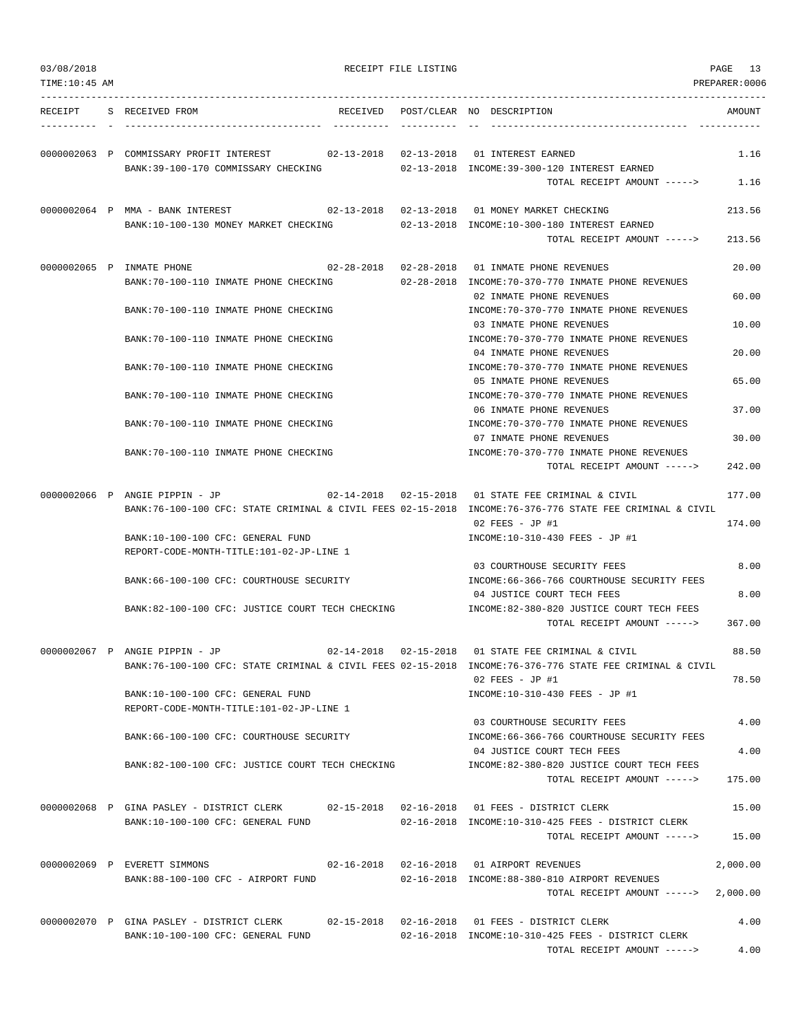# RECEIPT FILE LISTING

03/08/2018
TIME:10:45 AM
PREPARER:0006

| RECEIPT | S | RECEIVED FROM | RECEIVED | POST/CLEAR | NO | DESCRIPTION | AMOUNT |
|---|---|---|---|---|---|---|---|
| 0000002063 | P | COMMISSARY PROFIT INTEREST | 02-13-2018 | 02-13-2018 | 01 | INTEREST EARNED | 1.16 |
| | | BANK:39-100-170 COMMISSARY CHECKING | | 02-13-2018 | | INCOME:39-300-120 INTEREST EARNED | |
| | | | | | | TOTAL RECEIPT AMOUNT -----> | 1.16 |
| 0000002064 | P | MMA - BANK INTEREST | 02-13-2018 | 02-13-2018 | 01 | MONEY MARKET CHECKING | 213.56 |
| | | BANK:10-100-130 MONEY MARKET CHECKING | | 02-13-2018 | | INCOME:10-300-180 INTEREST EARNED | |
| | | | | | | TOTAL RECEIPT AMOUNT -----> | 213.56 |
| 0000002065 | P | INMATE PHONE | 02-28-2018 | 02-28-2018 | 01 | INMATE PHONE REVENUES | 20.00 |
| | | BANK:70-100-110 INMATE PHONE CHECKING | | 02-28-2018 | | INCOME:70-370-770 INMATE PHONE REVENUES | |
| | | | | | 02 | INMATE PHONE REVENUES | 60.00 |
| | | BANK:70-100-110 INMATE PHONE CHECKING | | | | INCOME:70-370-770 INMATE PHONE REVENUES | |
| | | | | | 03 | INMATE PHONE REVENUES | 10.00 |
| | | BANK:70-100-110 INMATE PHONE CHECKING | | | | INCOME:70-370-770 INMATE PHONE REVENUES | |
| | | | | | 04 | INMATE PHONE REVENUES | 20.00 |
| | | BANK:70-100-110 INMATE PHONE CHECKING | | | | INCOME:70-370-770 INMATE PHONE REVENUES | |
| | | | | | 05 | INMATE PHONE REVENUES | 65.00 |
| | | BANK:70-100-110 INMATE PHONE CHECKING | | | | INCOME:70-370-770 INMATE PHONE REVENUES | |
| | | | | | 06 | INMATE PHONE REVENUES | 37.00 |
| | | BANK:70-100-110 INMATE PHONE CHECKING | | | | INCOME:70-370-770 INMATE PHONE REVENUES | |
| | | | | | 07 | INMATE PHONE REVENUES | 30.00 |
| | | BANK:70-100-110 INMATE PHONE CHECKING | | | | INCOME:70-370-770 INMATE PHONE REVENUES | |
| | | | | | | TOTAL RECEIPT AMOUNT -----> | 242.00 |
| 0000002066 | P | ANGIE PIPPIN - JP | 02-14-2018 | 02-15-2018 | 01 | STATE FEE CRIMINAL & CIVIL | 177.00 |
| | | BANK:76-100-100 CFC: STATE CRIMINAL & CIVIL FEES | | 02-15-2018 | | INCOME:76-376-776 STATE FEE CRIMINAL & CIVIL | |
| | | | | | 02 | FEES - JP #1 | 174.00 |
| | | BANK:10-100-100 CFC: GENERAL FUND | | | | INCOME:10-310-430 FEES - JP #1 | |
| | | REPORT-CODE-MONTH-TITLE:101-02-JP-LINE 1 | | | | | |
| | | | | | 03 | COURTHOUSE SECURITY FEES | 8.00 |
| | | BANK:66-100-100 CFC: COURTHOUSE SECURITY | | | | INCOME:66-366-766 COURTHOUSE SECURITY FEES | |
| | | | | | 04 | JUSTICE COURT TECH FEES | 8.00 |
| | | BANK:82-100-100 CFC: JUSTICE COURT TECH CHECKING | | | | INCOME:82-380-820 JUSTICE COURT TECH FEES | |
| | | | | | | TOTAL RECEIPT AMOUNT -----> | 367.00 |
| 0000002067 | P | ANGIE PIPPIN - JP | 02-14-2018 | 02-15-2018 | 01 | STATE FEE CRIMINAL & CIVIL | 88.50 |
| | | BANK:76-100-100 CFC: STATE CRIMINAL & CIVIL FEES | | 02-15-2018 | | INCOME:76-376-776 STATE FEE CRIMINAL & CIVIL | |
| | | | | | 02 | FEES - JP #1 | 78.50 |
| | | BANK:10-100-100 CFC: GENERAL FUND | | | | INCOME:10-310-430 FEES - JP #1 | |
| | | REPORT-CODE-MONTH-TITLE:101-02-JP-LINE 1 | | | | | |
| | | | | | 03 | COURTHOUSE SECURITY FEES | 4.00 |
| | | BANK:66-100-100 CFC: COURTHOUSE SECURITY | | | | INCOME:66-366-766 COURTHOUSE SECURITY FEES | |
| | | | | | 04 | JUSTICE COURT TECH FEES | 4.00 |
| | | BANK:82-100-100 CFC: JUSTICE COURT TECH CHECKING | | | | INCOME:82-380-820 JUSTICE COURT TECH FEES | |
| | | | | | | TOTAL RECEIPT AMOUNT -----> | 175.00 |
| 0000002068 | P | GINA PASLEY - DISTRICT CLERK | 02-15-2018 | 02-16-2018 | 01 | FEES - DISTRICT CLERK | 15.00 |
| | | BANK:10-100-100 CFC: GENERAL FUND | | 02-16-2018 | | INCOME:10-310-425 FEES - DISTRICT CLERK | |
| | | | | | | TOTAL RECEIPT AMOUNT -----> | 15.00 |
| 0000002069 | P | EVERETT SIMMONS | 02-16-2018 | 02-16-2018 | 01 | AIRPORT REVENUES | 2,000.00 |
| | | BANK:88-100-100 CFC - AIRPORT FUND | | 02-16-2018 | | INCOME:88-380-810 AIRPORT REVENUES | |
| | | | | | | TOTAL RECEIPT AMOUNT -----> | 2,000.00 |
| 0000002070 | P | GINA PASLEY - DISTRICT CLERK | 02-15-2018 | 02-16-2018 | 01 | FEES - DISTRICT CLERK | 4.00 |
| | | BANK:10-100-100 CFC: GENERAL FUND | | 02-16-2018 | | INCOME:10-310-425 FEES - DISTRICT CLERK | |
| | | | | | | TOTAL RECEIPT AMOUNT -----> | 4.00 |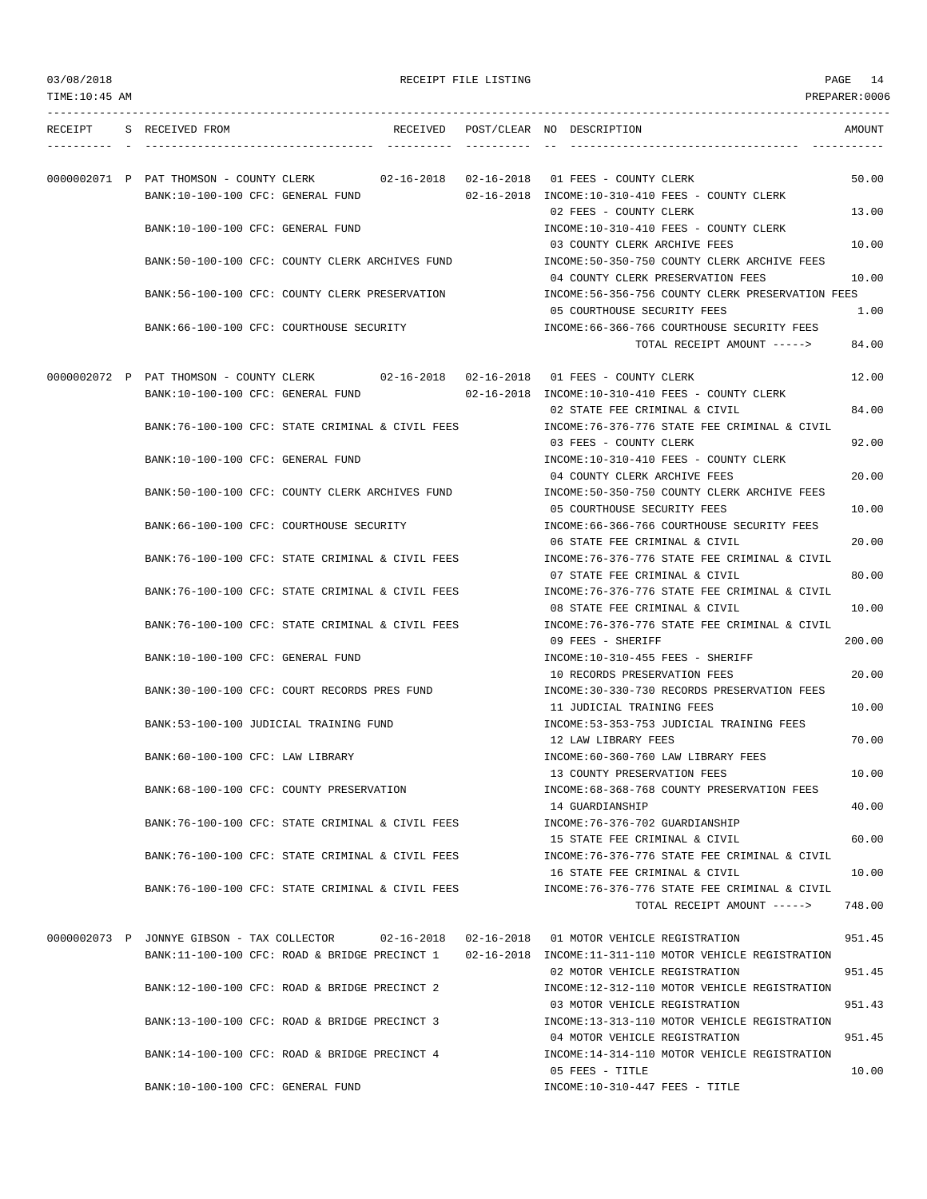03/08/2018 RECEIPT FILE LISTING

TIME:10:45 AM PREPARER:0006

| RECEIPT | S | RECEIVED FROM | RECEIVED | POST/CLEAR | NO | DESCRIPTION | AMOUNT |
|---|---|---|---|---|---|---|---|
| 0000002071 | P | PAT THOMSON - COUNTY CLERK | 02-16-2018 | 02-16-2018 | 01 | FEES - COUNTY CLERK | 50.00 |
| | | BANK:10-100-100 CFC: GENERAL FUND | | 02-16-2018 | | INCOME:10-310-410 FEES - COUNTY CLERK | |
| | | | | | 02 | FEES - COUNTY CLERK | 13.00 |
| | | BANK:10-100-100 CFC: GENERAL FUND | | | | INCOME:10-310-410 FEES - COUNTY CLERK | |
| | | | | | 03 | COUNTY CLERK ARCHIVE FEES | 10.00 |
| | | BANK:50-100-100 CFC: COUNTY CLERK ARCHIVES FUND | | | | INCOME:50-350-750 COUNTY CLERK ARCHIVE FEES | |
| | | | | | 04 | COUNTY CLERK PRESERVATION FEES | 10.00 |
| | | BANK:56-100-100 CFC: COUNTY CLERK PRESERVATION | | | | INCOME:56-356-756 COUNTY CLERK PRESERVATION FEES | |
| | | | | | 05 | COURTHOUSE SECURITY FEES | 1.00 |
| | | BANK:66-100-100 CFC: COURTHOUSE SECURITY | | | | INCOME:66-366-766 COURTHOUSE SECURITY FEES | |
| | | | | | | TOTAL RECEIPT AMOUNT -----> | 84.00 |
| 0000002072 | P | PAT THOMSON - COUNTY CLERK | 02-16-2018 | 02-16-2018 | 01 | FEES - COUNTY CLERK | 12.00 |
| | | BANK:10-100-100 CFC: GENERAL FUND | | 02-16-2018 | | INCOME:10-310-410 FEES - COUNTY CLERK | |
| | | | | | 02 | STATE FEE CRIMINAL & CIVIL | 84.00 |
| | | BANK:76-100-100 CFC: STATE CRIMINAL & CIVIL FEES | | | | INCOME:76-376-776 STATE FEE CRIMINAL & CIVIL | |
| | | | | | 03 | FEES - COUNTY CLERK | 92.00 |
| | | BANK:10-100-100 CFC: GENERAL FUND | | | | INCOME:10-310-410 FEES - COUNTY CLERK | |
| | | | | | 04 | COUNTY CLERK ARCHIVE FEES | 20.00 |
| | | BANK:50-100-100 CFC: COUNTY CLERK ARCHIVES FUND | | | | INCOME:50-350-750 COUNTY CLERK ARCHIVE FEES | |
| | | | | | 05 | COURTHOUSE SECURITY FEES | 10.00 |
| | | BANK:66-100-100 CFC: COURTHOUSE SECURITY | | | | INCOME:66-366-766 COURTHOUSE SECURITY FEES | |
| | | | | | 06 | STATE FEE CRIMINAL & CIVIL | 20.00 |
| | | BANK:76-100-100 CFC: STATE CRIMINAL & CIVIL FEES | | | | INCOME:76-376-776 STATE FEE CRIMINAL & CIVIL | |
| | | | | | 07 | STATE FEE CRIMINAL & CIVIL | 80.00 |
| | | BANK:76-100-100 CFC: STATE CRIMINAL & CIVIL FEES | | | | INCOME:76-376-776 STATE FEE CRIMINAL & CIVIL | |
| | | | | | 08 | STATE FEE CRIMINAL & CIVIL | 10.00 |
| | | BANK:76-100-100 CFC: STATE CRIMINAL & CIVIL FEES | | | | INCOME:76-376-776 STATE FEE CRIMINAL & CIVIL | |
| | | | | | 09 | FEES - SHERIFF | 200.00 |
| | | BANK:10-100-100 CFC: GENERAL FUND | | | | INCOME:10-310-455 FEES - SHERIFF | |
| | | | | | 10 | RECORDS PRESERVATION FEES | 20.00 |
| | | BANK:30-100-100 CFC: COURT RECORDS PRES FUND | | | | INCOME:30-330-730 RECORDS PRESERVATION FEES | |
| | | | | | 11 | JUDICIAL TRAINING FEES | 10.00 |
| | | BANK:53-100-100 JUDICIAL TRAINING FUND | | | | INCOME:53-353-753 JUDICIAL TRAINING FEES | |
| | | | | | 12 | LAW LIBRARY FEES | 70.00 |
| | | BANK:60-100-100 CFC: LAW LIBRARY | | | | INCOME:60-360-760 LAW LIBRARY FEES | |
| | | | | | 13 | COUNTY PRESERVATION FEES | 10.00 |
| | | BANK:68-100-100 CFC: COUNTY PRESERVATION | | | | INCOME:68-368-768 COUNTY PRESERVATION FEES | |
| | | | | | 14 | GUARDIANSHIP | 40.00 |
| | | BANK:76-100-100 CFC: STATE CRIMINAL & CIVIL FEES | | | | INCOME:76-376-702 GUARDIANSHIP | |
| | | | | | 15 | STATE FEE CRIMINAL & CIVIL | 60.00 |
| | | BANK:76-100-100 CFC: STATE CRIMINAL & CIVIL FEES | | | | INCOME:76-376-776 STATE FEE CRIMINAL & CIVIL | |
| | | | | | 16 | STATE FEE CRIMINAL & CIVIL | 10.00 |
| | | BANK:76-100-100 CFC: STATE CRIMINAL & CIVIL FEES | | | | INCOME:76-376-776 STATE FEE CRIMINAL & CIVIL | |
| | | | | | | TOTAL RECEIPT AMOUNT -----> | 748.00 |
| 0000002073 | P | JONNYE GIBSON - TAX COLLECTOR | 02-16-2018 | 02-16-2018 | 01 | MOTOR VEHICLE REGISTRATION | 951.45 |
| | | BANK:11-100-100 CFC: ROAD & BRIDGE PRECINCT 1 | | 02-16-2018 | | INCOME:11-311-110 MOTOR VEHICLE REGISTRATION | |
| | | | | | 02 | MOTOR VEHICLE REGISTRATION | 951.45 |
| | | BANK:12-100-100 CFC: ROAD & BRIDGE PRECINCT 2 | | | | INCOME:12-312-110 MOTOR VEHICLE REGISTRATION | |
| | | | | | 03 | MOTOR VEHICLE REGISTRATION | 951.43 |
| | | BANK:13-100-100 CFC: ROAD & BRIDGE PRECINCT 3 | | | | INCOME:13-313-110 MOTOR VEHICLE REGISTRATION | |
| | | | | | 04 | MOTOR VEHICLE REGISTRATION | 951.45 |
| | | BANK:14-100-100 CFC: ROAD & BRIDGE PRECINCT 4 | | | | INCOME:14-314-110 MOTOR VEHICLE REGISTRATION | |
| | | | | | 05 | FEES - TITLE | 10.00 |
| | | BANK:10-100-100 CFC: GENERAL FUND | | | | INCOME:10-310-447 FEES - TITLE | |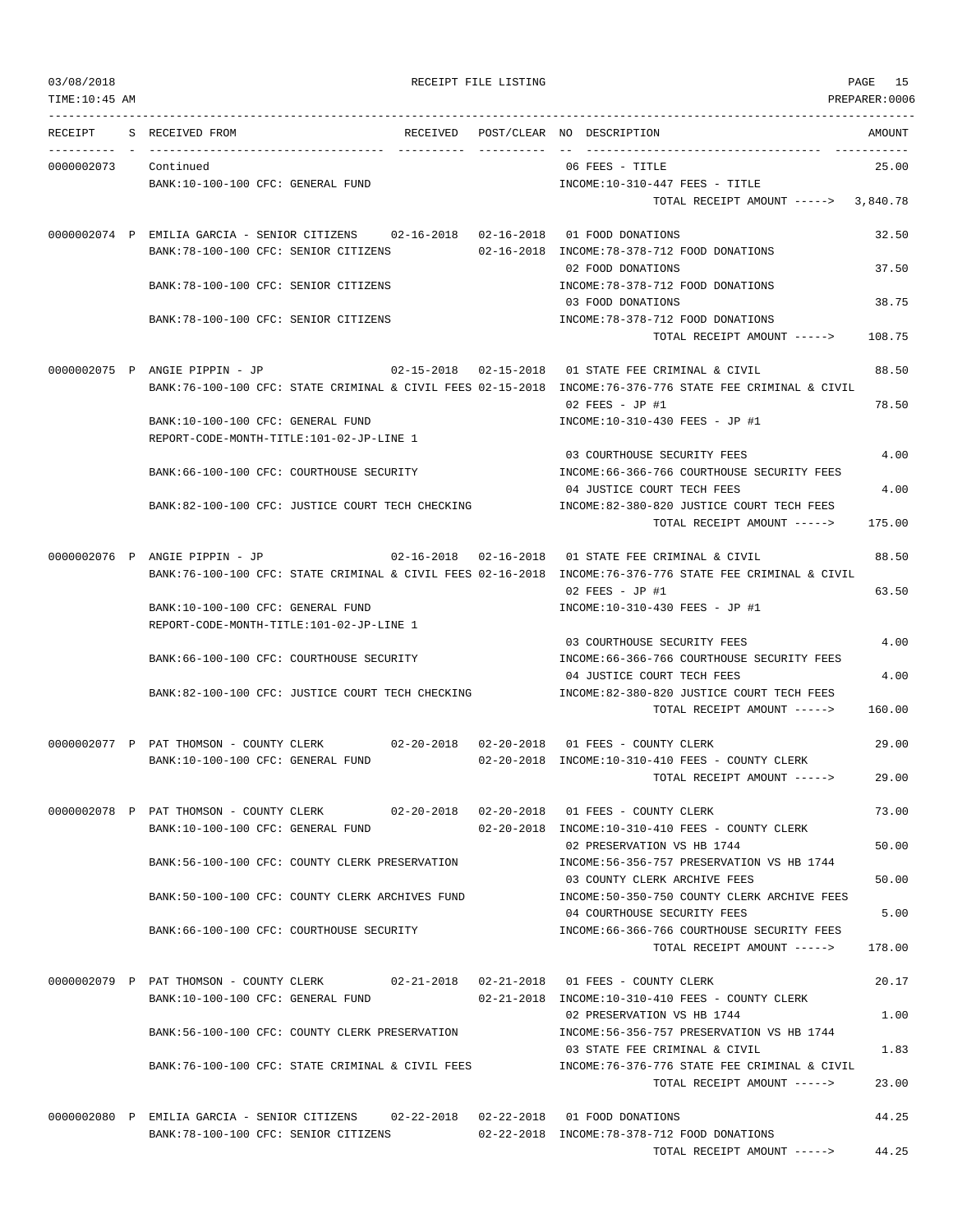03/08/2018 RECEIPT FILE LISTING

TIME:10:45 AM PREPARER:0006

| RECEIPT | S | RECEIVED FROM | RECEIVED | POST/CLEAR | NO | DESCRIPTION | AMOUNT |
|---|---|---|---|---|---|---|---|
| 0000002073 | | Continued | | | 06 | FEES - TITLE | 25.00 |
| | | BANK:10-100-100 CFC: GENERAL FUND | | | | INCOME:10-310-447 FEES - TITLE | |
| | | | | | | TOTAL RECEIPT AMOUNT -----> | 3,840.78 |
| 0000002074 | P | EMILIA GARCIA - SENIOR CITIZENS | 02-16-2018 | 02-16-2018 | 01 | FOOD DONATIONS | 32.50 |
| | | BANK:78-100-100 CFC: SENIOR CITIZENS | | 02-16-2018 | | INCOME:78-378-712 FOOD DONATIONS | |
| | | | | | 02 | FOOD DONATIONS | 37.50 |
| | | BANK:78-100-100 CFC: SENIOR CITIZENS | | | | INCOME:78-378-712 FOOD DONATIONS | |
| | | | | | 03 | FOOD DONATIONS | 38.75 |
| | | BANK:78-100-100 CFC: SENIOR CITIZENS | | | | INCOME:78-378-712 FOOD DONATIONS | |
| | | | | | | TOTAL RECEIPT AMOUNT -----> | 108.75 |
| 0000002075 | P | ANGIE PIPPIN - JP | 02-15-2018 | 02-15-2018 | 01 | STATE FEE CRIMINAL & CIVIL | 88.50 |
| | | BANK:76-100-100 CFC: STATE CRIMINAL & CIVIL FEES | | 02-15-2018 | | INCOME:76-376-776 STATE FEE CRIMINAL & CIVIL | |
| | | | | | 02 | FEES - JP #1 | 78.50 |
| | | BANK:10-100-100 CFC: GENERAL FUND | | | | INCOME:10-310-430 FEES - JP #1 | |
| | | REPORT-CODE-MONTH-TITLE:101-02-JP-LINE 1 | | | | | |
| | | | | | 03 | COURTHOUSE SECURITY FEES | 4.00 |
| | | BANK:66-100-100 CFC: COURTHOUSE SECURITY | | | | INCOME:66-366-766 COURTHOUSE SECURITY FEES | |
| | | | | | 04 | JUSTICE COURT TECH FEES | 4.00 |
| | | BANK:82-100-100 CFC: JUSTICE COURT TECH CHECKING | | | | INCOME:82-380-820 JUSTICE COURT TECH FEES | |
| | | | | | | TOTAL RECEIPT AMOUNT -----> | 175.00 |
| 0000002076 | P | ANGIE PIPPIN - JP | 02-16-2018 | 02-16-2018 | 01 | STATE FEE CRIMINAL & CIVIL | 88.50 |
| | | BANK:76-100-100 CFC: STATE CRIMINAL & CIVIL FEES | | 02-16-2018 | | INCOME:76-376-776 STATE FEE CRIMINAL & CIVIL | |
| | | | | | 02 | FEES - JP #1 | 63.50 |
| | | BANK:10-100-100 CFC: GENERAL FUND | | | | INCOME:10-310-430 FEES - JP #1 | |
| | | REPORT-CODE-MONTH-TITLE:101-02-JP-LINE 1 | | | | | |
| | | | | | 03 | COURTHOUSE SECURITY FEES | 4.00 |
| | | BANK:66-100-100 CFC: COURTHOUSE SECURITY | | | | INCOME:66-366-766 COURTHOUSE SECURITY FEES | |
| | | | | | 04 | JUSTICE COURT TECH FEES | 4.00 |
| | | BANK:82-100-100 CFC: JUSTICE COURT TECH CHECKING | | | | INCOME:82-380-820 JUSTICE COURT TECH FEES | |
| | | | | | | TOTAL RECEIPT AMOUNT -----> | 160.00 |
| 0000002077 | P | PAT THOMSON - COUNTY CLERK | 02-20-2018 | 02-20-2018 | 01 | FEES - COUNTY CLERK | 29.00 |
| | | BANK:10-100-100 CFC: GENERAL FUND | | 02-20-2018 | | INCOME:10-310-410 FEES - COUNTY CLERK | |
| | | | | | | TOTAL RECEIPT AMOUNT -----> | 29.00 |
| 0000002078 | P | PAT THOMSON - COUNTY CLERK | 02-20-2018 | 02-20-2018 | 01 | FEES - COUNTY CLERK | 73.00 |
| | | BANK:10-100-100 CFC: GENERAL FUND | | 02-20-2018 | | INCOME:10-310-410 FEES - COUNTY CLERK | |
| | | | | | 02 | PRESERVATION VS HB 1744 | 50.00 |
| | | BANK:56-100-100 CFC: COUNTY CLERK PRESERVATION | | | | INCOME:56-356-757 PRESERVATION VS HB 1744 | |
| | | | | | 03 | COUNTY CLERK ARCHIVE FEES | 50.00 |
| | | BANK:50-100-100 CFC: COUNTY CLERK ARCHIVES FUND | | | | INCOME:50-350-750 COUNTY CLERK ARCHIVE FEES | |
| | | | | | 04 | COURTHOUSE SECURITY FEES | 5.00 |
| | | BANK:66-100-100 CFC: COURTHOUSE SECURITY | | | | INCOME:66-366-766 COURTHOUSE SECURITY FEES | |
| | | | | | | TOTAL RECEIPT AMOUNT -----> | 178.00 |
| 0000002079 | P | PAT THOMSON - COUNTY CLERK | 02-21-2018 | 02-21-2018 | 01 | FEES - COUNTY CLERK | 20.17 |
| | | BANK:10-100-100 CFC: GENERAL FUND | | 02-21-2018 | | INCOME:10-310-410 FEES - COUNTY CLERK | |
| | | | | | 02 | PRESERVATION VS HB 1744 | 1.00 |
| | | BANK:56-100-100 CFC: COUNTY CLERK PRESERVATION | | | | INCOME:56-356-757 PRESERVATION VS HB 1744 | |
| | | | | | 03 | STATE FEE CRIMINAL & CIVIL | 1.83 |
| | | BANK:76-100-100 CFC: STATE CRIMINAL & CIVIL FEES | | | | INCOME:76-376-776 STATE FEE CRIMINAL & CIVIL | |
| | | | | | | TOTAL RECEIPT AMOUNT -----> | 23.00 |
| 0000002080 | P | EMILIA GARCIA - SENIOR CITIZENS | 02-22-2018 | 02-22-2018 | 01 | FOOD DONATIONS | 44.25 |
| | | BANK:78-100-100 CFC: SENIOR CITIZENS | | 02-22-2018 | | INCOME:78-378-712 FOOD DONATIONS | |
| | | | | | | TOTAL RECEIPT AMOUNT -----> | 44.25 |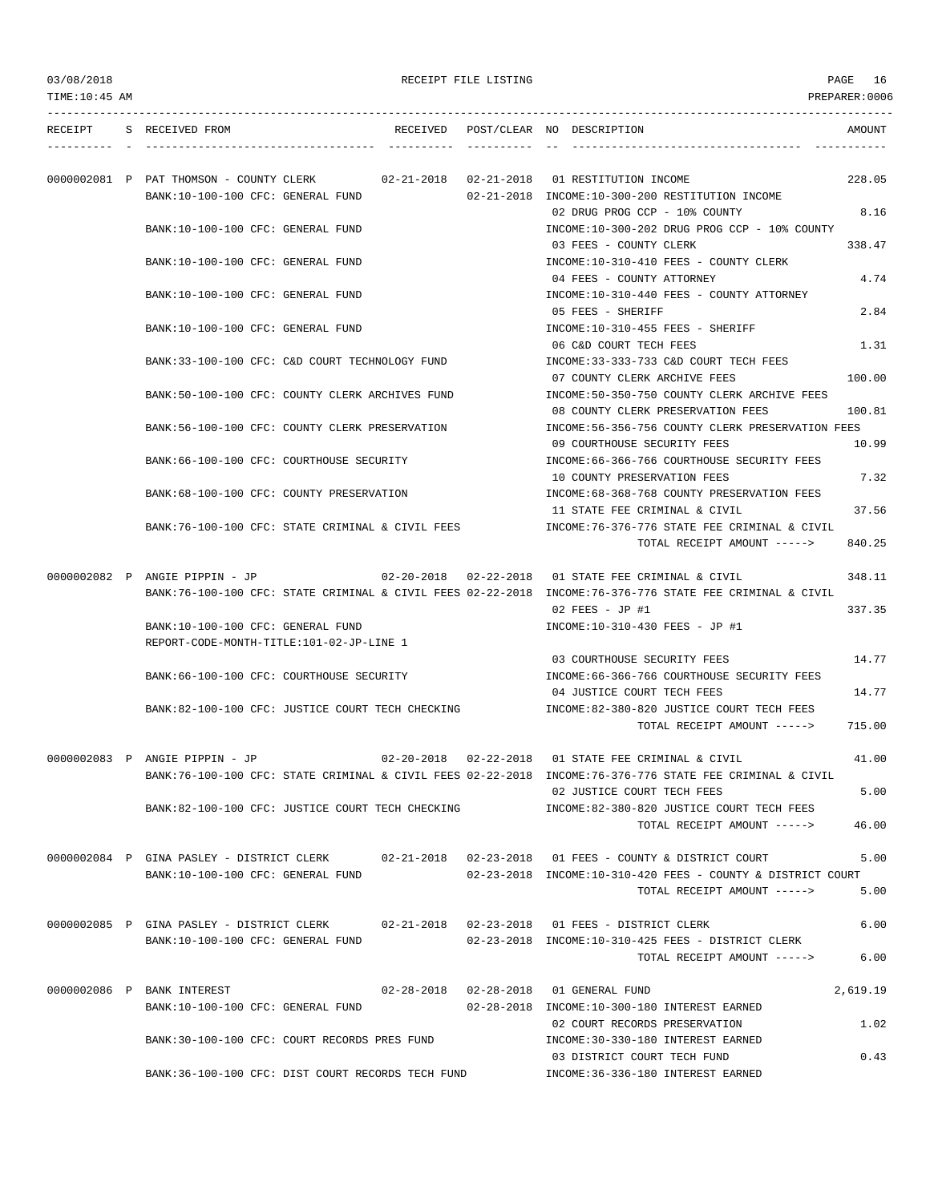03/08/2018 RECEIPT FILE LISTING

TIME:10:45 AM PREPARER:0006

| RECEIPT | S | RECEIVED FROM | RECEIVED | POST/CLEAR | NO | DESCRIPTION | AMOUNT |
|---|---|---|---|---|---|---|---|
| 0000002081 | P | PAT THOMSON - COUNTY CLERK | 02-21-2018 | 02-21-2018 | 01 | RESTITUTION INCOME | 228.05 |
| | | BANK:10-100-100 CFC: GENERAL FUND | | 02-21-2018 | | INCOME:10-300-200 RESTITUTION INCOME | |
| | | | | | 02 | DRUG PROG CCP - 10% COUNTY | 8.16 |
| | | BANK:10-100-100 CFC: GENERAL FUND | | | | INCOME:10-300-202 DRUG PROG CCP - 10% COUNTY | |
| | | | | | 03 | FEES - COUNTY CLERK | 338.47 |
| | | BANK:10-100-100 CFC: GENERAL FUND | | | | INCOME:10-310-410 FEES - COUNTY CLERK | |
| | | | | | 04 | FEES - COUNTY ATTORNEY | 4.74 |
| | | BANK:10-100-100 CFC: GENERAL FUND | | | | INCOME:10-310-440 FEES - COUNTY ATTORNEY | |
| | | | | | 05 | FEES - SHERIFF | 2.84 |
| | | BANK:10-100-100 CFC: GENERAL FUND | | | | INCOME:10-310-455 FEES - SHERIFF | |
| | | | | | 06 | C&D COURT TECH FEES | 1.31 |
| | | BANK:33-100-100 CFC: C&D COURT TECHNOLOGY FUND | | | | INCOME:33-333-733 C&D COURT TECH FEES | |
| | | | | | 07 | COUNTY CLERK ARCHIVE FEES | 100.00 |
| | | BANK:50-100-100 CFC: COUNTY CLERK ARCHIVES FUND | | | | INCOME:50-350-750 COUNTY CLERK ARCHIVE FEES | |
| | | | | | 08 | COUNTY CLERK PRESERVATION FEES | 100.81 |
| | | BANK:56-100-100 CFC: COUNTY CLERK PRESERVATION | | | | INCOME:56-356-756 COUNTY CLERK PRESERVATION FEES | |
| | | | | | 09 | COURTHOUSE SECURITY FEES | 10.99 |
| | | BANK:66-100-100 CFC: COURTHOUSE SECURITY | | | | INCOME:66-366-766 COURTHOUSE SECURITY FEES | |
| | | | | | 10 | COUNTY PRESERVATION FEES | 7.32 |
| | | BANK:68-100-100 CFC: COUNTY PRESERVATION | | | | INCOME:68-368-768 COUNTY PRESERVATION FEES | |
| | | | | | 11 | STATE FEE CRIMINAL & CIVIL | 37.56 |
| | | BANK:76-100-100 CFC: STATE CRIMINAL & CIVIL FEES | | | | INCOME:76-376-776 STATE FEE CRIMINAL & CIVIL | |
| | | | | | | TOTAL RECEIPT AMOUNT -----> | 840.25 |
| 0000002082 | P | ANGIE PIPPIN - JP | 02-20-2018 | 02-22-2018 | 01 | STATE FEE CRIMINAL & CIVIL | 348.11 |
| | | BANK:76-100-100 CFC: STATE CRIMINAL & CIVIL FEES | | 02-22-2018 | | INCOME:76-376-776 STATE FEE CRIMINAL & CIVIL | |
| | | | | | 02 | FEES - JP #1 | 337.35 |
| | | BANK:10-100-100 CFC: GENERAL FUND | | | | INCOME:10-310-430 FEES - JP #1 | |
| | | REPORT-CODE-MONTH-TITLE:101-02-JP-LINE 1 | | | | | |
| | | | | | 03 | COURTHOUSE SECURITY FEES | 14.77 |
| | | BANK:66-100-100 CFC: COURTHOUSE SECURITY | | | | INCOME:66-366-766 COURTHOUSE SECURITY FEES | |
| | | | | | 04 | JUSTICE COURT TECH FEES | 14.77 |
| | | BANK:82-100-100 CFC: JUSTICE COURT TECH CHECKING | | | | INCOME:82-380-820 JUSTICE COURT TECH FEES | |
| | | | | | | TOTAL RECEIPT AMOUNT -----> | 715.00 |
| 0000002083 | P | ANGIE PIPPIN - JP | 02-20-2018 | 02-22-2018 | 01 | STATE FEE CRIMINAL & CIVIL | 41.00 |
| | | BANK:76-100-100 CFC: STATE CRIMINAL & CIVIL FEES | | 02-22-2018 | | INCOME:76-376-776 STATE FEE CRIMINAL & CIVIL | |
| | | | | | 02 | JUSTICE COURT TECH FEES | 5.00 |
| | | BANK:82-100-100 CFC: JUSTICE COURT TECH CHECKING | | | | INCOME:82-380-820 JUSTICE COURT TECH FEES | |
| | | | | | | TOTAL RECEIPT AMOUNT -----> | 46.00 |
| 0000002084 | P | GINA PASLEY - DISTRICT CLERK | 02-21-2018 | 02-23-2018 | 01 | FEES - COUNTY & DISTRICT COURT | 5.00 |
| | | BANK:10-100-100 CFC: GENERAL FUND | | 02-23-2018 | | INCOME:10-310-420 FEES - COUNTY & DISTRICT COURT | |
| | | | | | | TOTAL RECEIPT AMOUNT -----> | 5.00 |
| 0000002085 | P | GINA PASLEY - DISTRICT CLERK | 02-21-2018 | 02-23-2018 | 01 | FEES - DISTRICT CLERK | 6.00 |
| | | BANK:10-100-100 CFC: GENERAL FUND | | 02-23-2018 | | INCOME:10-310-425 FEES - DISTRICT CLERK | |
| | | | | | | TOTAL RECEIPT AMOUNT -----> | 6.00 |
| 0000002086 | P | BANK INTEREST | 02-28-2018 | 02-28-2018 | 01 | GENERAL FUND | 2,619.19 |
| | | BANK:10-100-100 CFC: GENERAL FUND | | 02-28-2018 | | INCOME:10-300-180 INTEREST EARNED | |
| | | | | | 02 | COURT RECORDS PRESERVATION | 1.02 |
| | | BANK:30-100-100 CFC: COURT RECORDS PRES FUND | | | | INCOME:30-330-180 INTEREST EARNED | |
| | | | | | 03 | DISTRICT COURT TECH FUND | 0.43 |
| | | BANK:36-100-100 CFC: DIST COURT RECORDS TECH FUND | | | | INCOME:36-336-180 INTEREST EARNED | |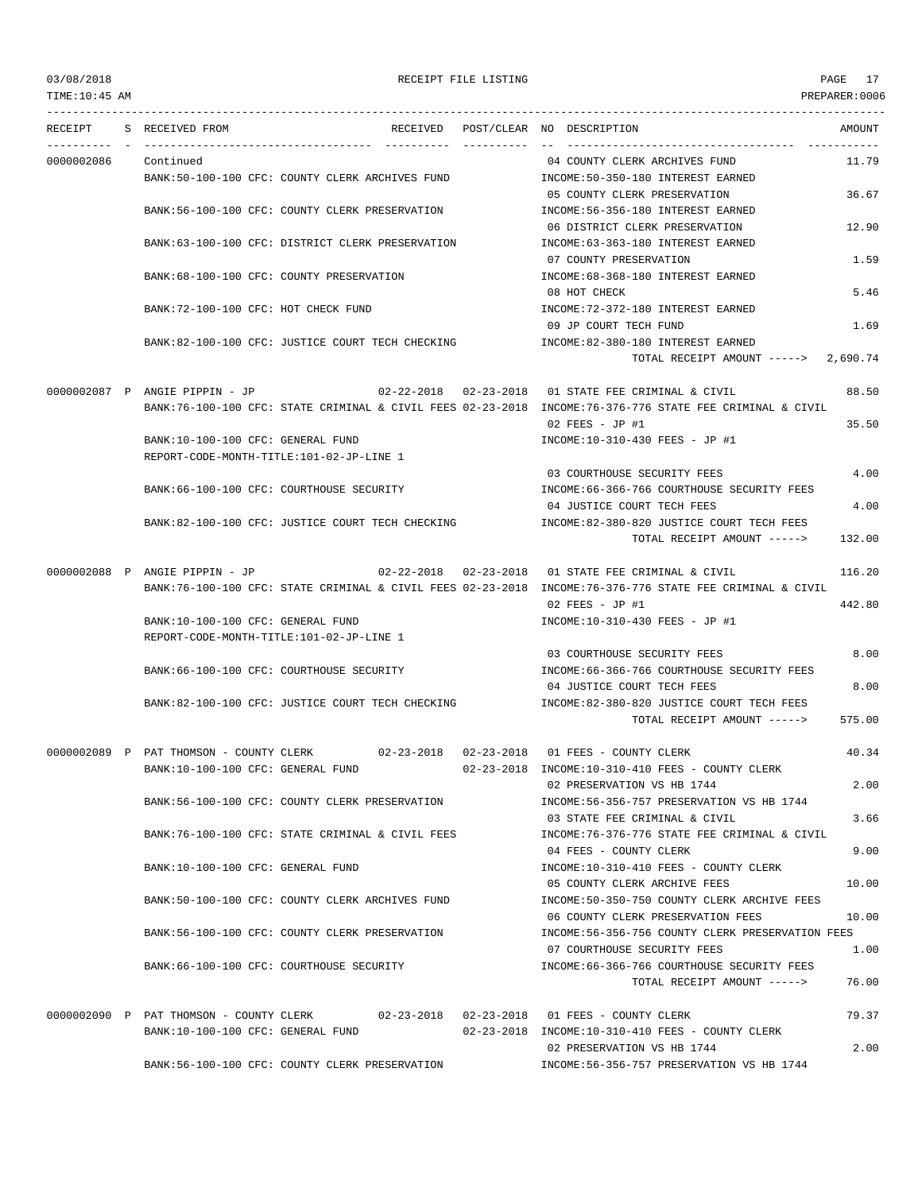RECEIPT FILE LISTING

| RECEIPT | S | RECEIVED FROM | RECEIVED | POST/CLEAR | NO | DESCRIPTION | AMOUNT |
|---|---|---|---|---|---|---|---|
| 0000002086 | | Continued | | | 04 | COUNTY CLERK ARCHIVES FUND | 11.79 |
| | | BANK:50-100-100 CFC: COUNTY CLERK ARCHIVES FUND | | | | INCOME:50-350-180 INTEREST EARNED | |
| | | | | | 05 | COUNTY CLERK PRESERVATION | 36.67 |
| | | BANK:56-100-100 CFC: COUNTY CLERK PRESERVATION | | | | INCOME:56-356-180 INTEREST EARNED | |
| | | | | | 06 | DISTRICT CLERK PRESERVATION | 12.90 |
| | | BANK:63-100-100 CFC: DISTRICT CLERK PRESERVATION | | | | INCOME:63-363-180 INTEREST EARNED | |
| | | | | | 07 | COUNTY PRESERVATION | 1.59 |
| | | BANK:68-100-100 CFC: COUNTY PRESERVATION | | | | INCOME:68-368-180 INTEREST EARNED | |
| | | | | | 08 | HOT CHECK | 5.46 |
| | | BANK:72-100-100 CFC: HOT CHECK FUND | | | | INCOME:72-372-180 INTEREST EARNED | |
| | | | | | 09 | JP COURT TECH FUND | 1.69 |
| | | BANK:82-100-100 CFC: JUSTICE COURT TECH CHECKING | | | | INCOME:82-380-180 INTEREST EARNED | |
| | | | | | | TOTAL RECEIPT AMOUNT -----> | 2,690.74 |
| 0000002087 | P | ANGIE PIPPIN - JP | 02-22-2018 | 02-23-2018 | 01 | STATE FEE CRIMINAL & CIVIL | 88.50 |
| | | BANK:76-100-100 CFC: STATE CRIMINAL & CIVIL FEES | | 02-23-2018 | | INCOME:76-376-776 STATE FEE CRIMINAL & CIVIL | |
| | | | | | 02 | FEES - JP #1 | 35.50 |
| | | BANK:10-100-100 CFC: GENERAL FUND | | | | INCOME:10-310-430 FEES - JP #1 | |
| | | REPORT-CODE-MONTH-TITLE:101-02-JP-LINE 1 | | | | | |
| | | | | | 03 | COURTHOUSE SECURITY FEES | 4.00 |
| | | BANK:66-100-100 CFC: COURTHOUSE SECURITY | | | | INCOME:66-366-766 COURTHOUSE SECURITY FEES | |
| | | | | | 04 | JUSTICE COURT TECH FEES | 4.00 |
| | | BANK:82-100-100 CFC: JUSTICE COURT TECH CHECKING | | | | INCOME:82-380-820 JUSTICE COURT TECH FEES | |
| | | | | | | TOTAL RECEIPT AMOUNT -----> | 132.00 |
| 0000002088 | P | ANGIE PIPPIN - JP | 02-22-2018 | 02-23-2018 | 01 | STATE FEE CRIMINAL & CIVIL | 116.20 |
| | | BANK:76-100-100 CFC: STATE CRIMINAL & CIVIL FEES | | 02-23-2018 | | INCOME:76-376-776 STATE FEE CRIMINAL & CIVIL | |
| | | | | | 02 | FEES - JP #1 | 442.80 |
| | | BANK:10-100-100 CFC: GENERAL FUND | | | | INCOME:10-310-430 FEES - JP #1 | |
| | | REPORT-CODE-MONTH-TITLE:101-02-JP-LINE 1 | | | | | |
| | | | | | 03 | COURTHOUSE SECURITY FEES | 8.00 |
| | | BANK:66-100-100 CFC: COURTHOUSE SECURITY | | | | INCOME:66-366-766 COURTHOUSE SECURITY FEES | |
| | | | | | 04 | JUSTICE COURT TECH FEES | 8.00 |
| | | BANK:82-100-100 CFC: JUSTICE COURT TECH CHECKING | | | | INCOME:82-380-820 JUSTICE COURT TECH FEES | |
| | | | | | | TOTAL RECEIPT AMOUNT -----> | 575.00 |
| 0000002089 | P | PAT THOMSON - COUNTY CLERK | 02-23-2018 | 02-23-2018 | 01 | FEES - COUNTY CLERK | 40.34 |
| | | BANK:10-100-100 CFC: GENERAL FUND | | 02-23-2018 | | INCOME:10-310-410 FEES - COUNTY CLERK | |
| | | | | | 02 | PRESERVATION VS HB 1744 | 2.00 |
| | | BANK:56-100-100 CFC: COUNTY CLERK PRESERVATION | | | | INCOME:56-356-757 PRESERVATION VS HB 1744 | |
| | | | | | 03 | STATE FEE CRIMINAL & CIVIL | 3.66 |
| | | BANK:76-100-100 CFC: STATE CRIMINAL & CIVIL FEES | | | | INCOME:76-376-776 STATE FEE CRIMINAL & CIVIL | |
| | | | | | 04 | FEES - COUNTY CLERK | 9.00 |
| | | BANK:10-100-100 CFC: GENERAL FUND | | | | INCOME:10-310-410 FEES - COUNTY CLERK | |
| | | | | | 05 | COUNTY CLERK ARCHIVE FEES | 10.00 |
| | | BANK:50-100-100 CFC: COUNTY CLERK ARCHIVES FUND | | | | INCOME:50-350-750 COUNTY CLERK ARCHIVE FEES | |
| | | | | | 06 | COUNTY CLERK PRESERVATION FEES | 10.00 |
| | | BANK:56-100-100 CFC: COUNTY CLERK PRESERVATION | | | | INCOME:56-356-756 COUNTY CLERK PRESERVATION FEES | |
| | | | | | 07 | COURTHOUSE SECURITY FEES | 1.00 |
| | | BANK:66-100-100 CFC: COURTHOUSE SECURITY | | | | INCOME:66-366-766 COURTHOUSE SECURITY FEES | |
| | | | | | | TOTAL RECEIPT AMOUNT -----> | 76.00 |
| 0000002090 | P | PAT THOMSON - COUNTY CLERK | 02-23-2018 | 02-23-2018 | 01 | FEES - COUNTY CLERK | 79.37 |
| | | BANK:10-100-100 CFC: GENERAL FUND | | 02-23-2018 | | INCOME:10-310-410 FEES - COUNTY CLERK | |
| | | | | | 02 | PRESERVATION VS HB 1744 | 2.00 |
| | | BANK:56-100-100 CFC: COUNTY CLERK PRESERVATION | | | | INCOME:56-356-757 PRESERVATION VS HB 1744 | |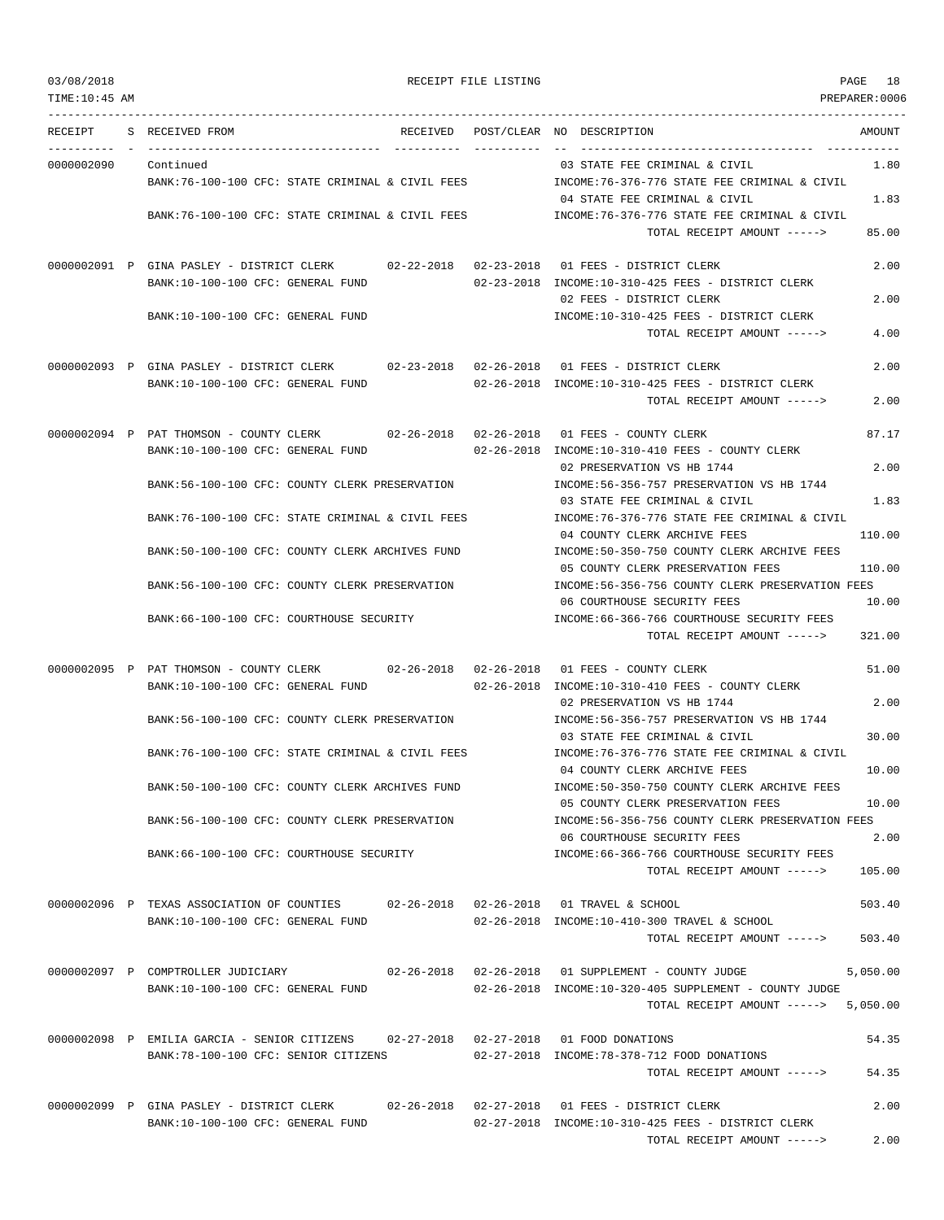RECEIPT FILE LISTING

| RECEIPT | S | RECEIVED FROM | RECEIVED | POST/CLEAR | NO | DESCRIPTION | AMOUNT |
|---|---|---|---|---|---|---|---|
| 0000002090 | | Continued | | | 03 | STATE FEE CRIMINAL & CIVIL | 1.80 |
| | | BANK:76-100-100 CFC: STATE CRIMINAL & CIVIL FEES | | | | INCOME:76-376-776 STATE FEE CRIMINAL & CIVIL | |
| | | | | | 04 | STATE FEE CRIMINAL & CIVIL | 1.83 |
| | | BANK:76-100-100 CFC: STATE CRIMINAL & CIVIL FEES | | | | INCOME:76-376-776 STATE FEE CRIMINAL & CIVIL | |
| | | | | | | TOTAL RECEIPT AMOUNT -----> | 85.00 |
| 0000002091 | P | GINA PASLEY - DISTRICT CLERK | 02-22-2018 | 02-23-2018 | 01 | FEES - DISTRICT CLERK | 2.00 |
| | | BANK:10-100-100 CFC: GENERAL FUND | | 02-23-2018 | | INCOME:10-310-425 FEES - DISTRICT CLERK | |
| | | | | | 02 | FEES - DISTRICT CLERK | 2.00 |
| | | BANK:10-100-100 CFC: GENERAL FUND | | | | INCOME:10-310-425 FEES - DISTRICT CLERK | |
| | | | | | | TOTAL RECEIPT AMOUNT -----> | 4.00 |
| 0000002093 | P | GINA PASLEY - DISTRICT CLERK | 02-23-2018 | 02-26-2018 | 01 | FEES - DISTRICT CLERK | 2.00 |
| | | BANK:10-100-100 CFC: GENERAL FUND | | 02-26-2018 | | INCOME:10-310-425 FEES - DISTRICT CLERK | |
| | | | | | | TOTAL RECEIPT AMOUNT -----> | 2.00 |
| 0000002094 | P | PAT THOMSON - COUNTY CLERK | 02-26-2018 | 02-26-2018 | 01 | FEES - COUNTY CLERK | 87.17 |
| | | BANK:10-100-100 CFC: GENERAL FUND | | 02-26-2018 | | INCOME:10-310-410 FEES - COUNTY CLERK | |
| | | | | | 02 | PRESERVATION VS HB 1744 | 2.00 |
| | | BANK:56-100-100 CFC: COUNTY CLERK PRESERVATION | | | | INCOME:56-356-757 PRESERVATION VS HB 1744 | |
| | | | | | 03 | STATE FEE CRIMINAL & CIVIL | 1.83 |
| | | BANK:76-100-100 CFC: STATE CRIMINAL & CIVIL FEES | | | | INCOME:76-376-776 STATE FEE CRIMINAL & CIVIL | |
| | | | | | 04 | COUNTY CLERK ARCHIVE FEES | 110.00 |
| | | BANK:50-100-100 CFC: COUNTY CLERK ARCHIVES FUND | | | | INCOME:50-350-750 COUNTY CLERK ARCHIVE FEES | |
| | | | | | 05 | COUNTY CLERK PRESERVATION FEES | 110.00 |
| | | BANK:56-100-100 CFC: COUNTY CLERK PRESERVATION | | | | INCOME:56-356-756 COUNTY CLERK PRESERVATION FEES | |
| | | | | | 06 | COURTHOUSE SECURITY FEES | 10.00 |
| | | BANK:66-100-100 CFC: COURTHOUSE SECURITY | | | | INCOME:66-366-766 COURTHOUSE SECURITY FEES | |
| | | | | | | TOTAL RECEIPT AMOUNT -----> | 321.00 |
| 0000002095 | P | PAT THOMSON - COUNTY CLERK | 02-26-2018 | 02-26-2018 | 01 | FEES - COUNTY CLERK | 51.00 |
| | | BANK:10-100-100 CFC: GENERAL FUND | | 02-26-2018 | | INCOME:10-310-410 FEES - COUNTY CLERK | |
| | | | | | 02 | PRESERVATION VS HB 1744 | 2.00 |
| | | BANK:56-100-100 CFC: COUNTY CLERK PRESERVATION | | | | INCOME:56-356-757 PRESERVATION VS HB 1744 | |
| | | | | | 03 | STATE FEE CRIMINAL & CIVIL | 30.00 |
| | | BANK:76-100-100 CFC: STATE CRIMINAL & CIVIL FEES | | | | INCOME:76-376-776 STATE FEE CRIMINAL & CIVIL | |
| | | | | | 04 | COUNTY CLERK ARCHIVE FEES | 10.00 |
| | | BANK:50-100-100 CFC: COUNTY CLERK ARCHIVES FUND | | | | INCOME:50-350-750 COUNTY CLERK ARCHIVE FEES | |
| | | | | | 05 | COUNTY CLERK PRESERVATION FEES | 10.00 |
| | | BANK:56-100-100 CFC: COUNTY CLERK PRESERVATION | | | | INCOME:56-356-756 COUNTY CLERK PRESERVATION FEES | |
| | | | | | 06 | COURTHOUSE SECURITY FEES | 2.00 |
| | | BANK:66-100-100 CFC: COURTHOUSE SECURITY | | | | INCOME:66-366-766 COURTHOUSE SECURITY FEES | |
| | | | | | | TOTAL RECEIPT AMOUNT -----> | 105.00 |
| 0000002096 | P | TEXAS ASSOCIATION OF COUNTIES | 02-26-2018 | 02-26-2018 | 01 | TRAVEL & SCHOOL | 503.40 |
| | | BANK:10-100-100 CFC: GENERAL FUND | | 02-26-2018 | | INCOME:10-410-300 TRAVEL & SCHOOL | |
| | | | | | | TOTAL RECEIPT AMOUNT -----> | 503.40 |
| 0000002097 | P | COMPTROLLER JUDICIARY | 02-26-2018 | 02-26-2018 | 01 | SUPPLEMENT - COUNTY JUDGE | 5,050.00 |
| | | BANK:10-100-100 CFC: GENERAL FUND | | 02-26-2018 | | INCOME:10-320-405 SUPPLEMENT - COUNTY JUDGE | |
| | | | | | | TOTAL RECEIPT AMOUNT -----> | 5,050.00 |
| 0000002098 | P | EMILIA GARCIA - SENIOR CITIZENS | 02-27-2018 | 02-27-2018 | 01 | FOOD DONATIONS | 54.35 |
| | | BANK:78-100-100 CFC: SENIOR CITIZENS | | 02-27-2018 | | INCOME:78-378-712 FOOD DONATIONS | |
| | | | | | | TOTAL RECEIPT AMOUNT -----> | 54.35 |
| 0000002099 | P | GINA PASLEY - DISTRICT CLERK | 02-26-2018 | 02-27-2018 | 01 | FEES - DISTRICT CLERK | 2.00 |
| | | BANK:10-100-100 CFC: GENERAL FUND | | 02-27-2018 | | INCOME:10-310-425 FEES - DISTRICT CLERK | |
| | | | | | | TOTAL RECEIPT AMOUNT -----> | 2.00 |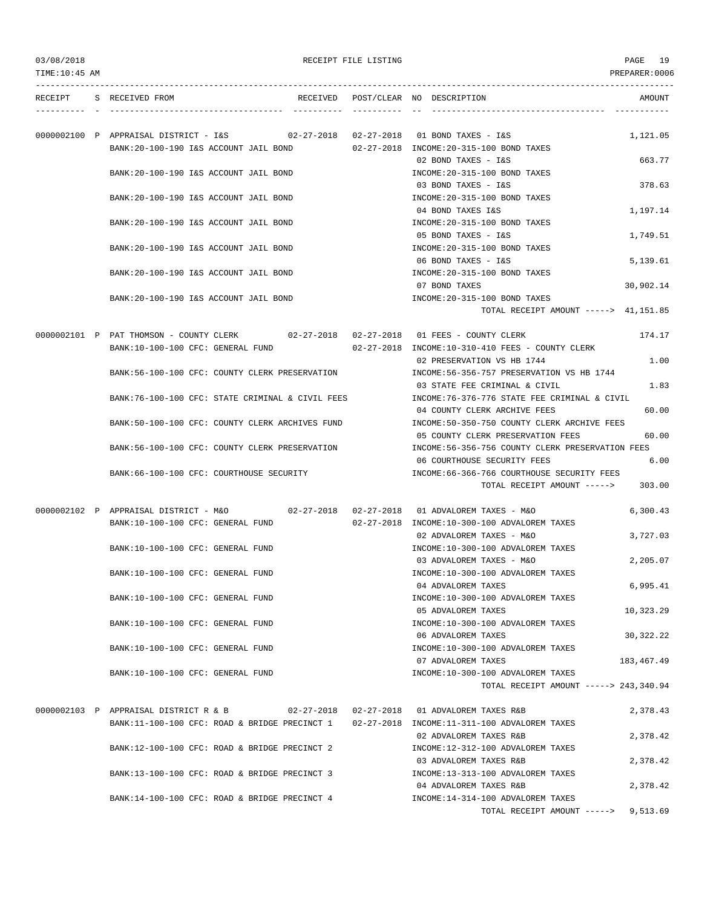03/08/2018 RECEIPT FILE LISTING

TIME:10:45 AM PREPARER:0006

| RECEIPT | S | RECEIVED FROM | RECEIVED | POST/CLEAR | NO | DESCRIPTION | AMOUNT |
|---|---|---|---|---|---|---|---|
| 0000002100 | P | APPRAISAL DISTRICT - I&S | 02-27-2018 | 02-27-2018 | 01 | BOND TAXES - I&S | 1,121.05 |
| | | BANK:20-100-190 I&S ACCOUNT JAIL BOND | | 02-27-2018 | | INCOME:20-315-100 BOND TAXES | |
| | | | | | 02 | BOND TAXES - I&S | 663.77 |
| | | BANK:20-100-190 I&S ACCOUNT JAIL BOND | | | | INCOME:20-315-100 BOND TAXES | |
| | | | | | 03 | BOND TAXES - I&S | 378.63 |
| | | BANK:20-100-190 I&S ACCOUNT JAIL BOND | | | | INCOME:20-315-100 BOND TAXES | |
| | | | | | 04 | BOND TAXES I&S | 1,197.14 |
| | | BANK:20-100-190 I&S ACCOUNT JAIL BOND | | | | INCOME:20-315-100 BOND TAXES | |
| | | | | | 05 | BOND TAXES - I&S | 1,749.51 |
| | | BANK:20-100-190 I&S ACCOUNT JAIL BOND | | | | INCOME:20-315-100 BOND TAXES | |
| | | | | | 06 | BOND TAXES - I&S | 5,139.61 |
| | | BANK:20-100-190 I&S ACCOUNT JAIL BOND | | | | INCOME:20-315-100 BOND TAXES | |
| | | | | | 07 | BOND TAXES | 30,902.14 |
| | | BANK:20-100-190 I&S ACCOUNT JAIL BOND | | | | INCOME:20-315-100 BOND TAXES | |
| | | | | | | TOTAL RECEIPT AMOUNT -----> | 41,151.85 |
| 0000002101 | P | PAT THOMSON - COUNTY CLERK | 02-27-2018 | 02-27-2018 | 01 | FEES - COUNTY CLERK | 174.17 |
| | | BANK:10-100-100 CFC: GENERAL FUND | | 02-27-2018 | | INCOME:10-310-410 FEES - COUNTY CLERK | |
| | | | | | 02 | PRESERVATION VS HB 1744 | 1.00 |
| | | BANK:56-100-100 CFC: COUNTY CLERK PRESERVATION | | | | INCOME:56-356-757 PRESERVATION VS HB 1744 | |
| | | | | | 03 | STATE FEE CRIMINAL & CIVIL | 1.83 |
| | | BANK:76-100-100 CFC: STATE CRIMINAL & CIVIL FEES | | | | INCOME:76-376-776 STATE FEE CRIMINAL & CIVIL | |
| | | | | | 04 | COUNTY CLERK ARCHIVE FEES | 60.00 |
| | | BANK:50-100-100 CFC: COUNTY CLERK ARCHIVES FUND | | | | INCOME:50-350-750 COUNTY CLERK ARCHIVE FEES | |
| | | | | | 05 | COUNTY CLERK PRESERVATION FEES | 60.00 |
| | | BANK:56-100-100 CFC: COUNTY CLERK PRESERVATION | | | | INCOME:56-356-756 COUNTY CLERK PRESERVATION FEES | |
| | | | | | 06 | COURTHOUSE SECURITY FEES | 6.00 |
| | | BANK:66-100-100 CFC: COURTHOUSE SECURITY | | | | INCOME:66-366-766 COURTHOUSE SECURITY FEES | |
| | | | | | | TOTAL RECEIPT AMOUNT -----> | 303.00 |
| 0000002102 | P | APPRAISAL DISTRICT - M&O | 02-27-2018 | 02-27-2018 | 01 | ADVALOREM TAXES - M&O | 6,300.43 |
| | | BANK:10-100-100 CFC: GENERAL FUND | | 02-27-2018 | | INCOME:10-300-100 ADVALOREM TAXES | |
| | | | | | 02 | ADVALOREM TAXES - M&O | 3,727.03 |
| | | BANK:10-100-100 CFC: GENERAL FUND | | | | INCOME:10-300-100 ADVALOREM TAXES | |
| | | | | | 03 | ADVALOREM TAXES - M&O | 2,205.07 |
| | | BANK:10-100-100 CFC: GENERAL FUND | | | | INCOME:10-300-100 ADVALOREM TAXES | |
| | | | | | 04 | ADVALOREM TAXES | 6,995.41 |
| | | BANK:10-100-100 CFC: GENERAL FUND | | | | INCOME:10-300-100 ADVALOREM TAXES | |
| | | | | | 05 | ADVALOREM TAXES | 10,323.29 |
| | | BANK:10-100-100 CFC: GENERAL FUND | | | | INCOME:10-300-100 ADVALOREM TAXES | |
| | | | | | 06 | ADVALOREM TAXES | 30,322.22 |
| | | BANK:10-100-100 CFC: GENERAL FUND | | | | INCOME:10-300-100 ADVALOREM TAXES | |
| | | | | | 07 | ADVALOREM TAXES | 183,467.49 |
| | | BANK:10-100-100 CFC: GENERAL FUND | | | | INCOME:10-300-100 ADVALOREM TAXES | |
| | | | | | | TOTAL RECEIPT AMOUNT -----> | 243,340.94 |
| 0000002103 | P | APPRAISAL DISTRICT R & B | 02-27-2018 | 02-27-2018 | 01 | ADVALOREM TAXES R&B | 2,378.43 |
| | | BANK:11-100-100 CFC: ROAD & BRIDGE PRECINCT 1 | | 02-27-2018 | | INCOME:11-311-100 ADVALOREM TAXES | |
| | | | | | 02 | ADVALOREM TAXES R&B | 2,378.42 |
| | | BANK:12-100-100 CFC: ROAD & BRIDGE PRECINCT 2 | | | | INCOME:12-312-100 ADVALOREM TAXES | |
| | | | | | 03 | ADVALOREM TAXES R&B | 2,378.42 |
| | | BANK:13-100-100 CFC: ROAD & BRIDGE PRECINCT 3 | | | | INCOME:13-313-100 ADVALOREM TAXES | |
| | | | | | 04 | ADVALOREM TAXES R&B | 2,378.42 |
| | | BANK:14-100-100 CFC: ROAD & BRIDGE PRECINCT 4 | | | | INCOME:14-314-100 ADVALOREM TAXES | |
| | | | | | | TOTAL RECEIPT AMOUNT -----> | 9,513.69 |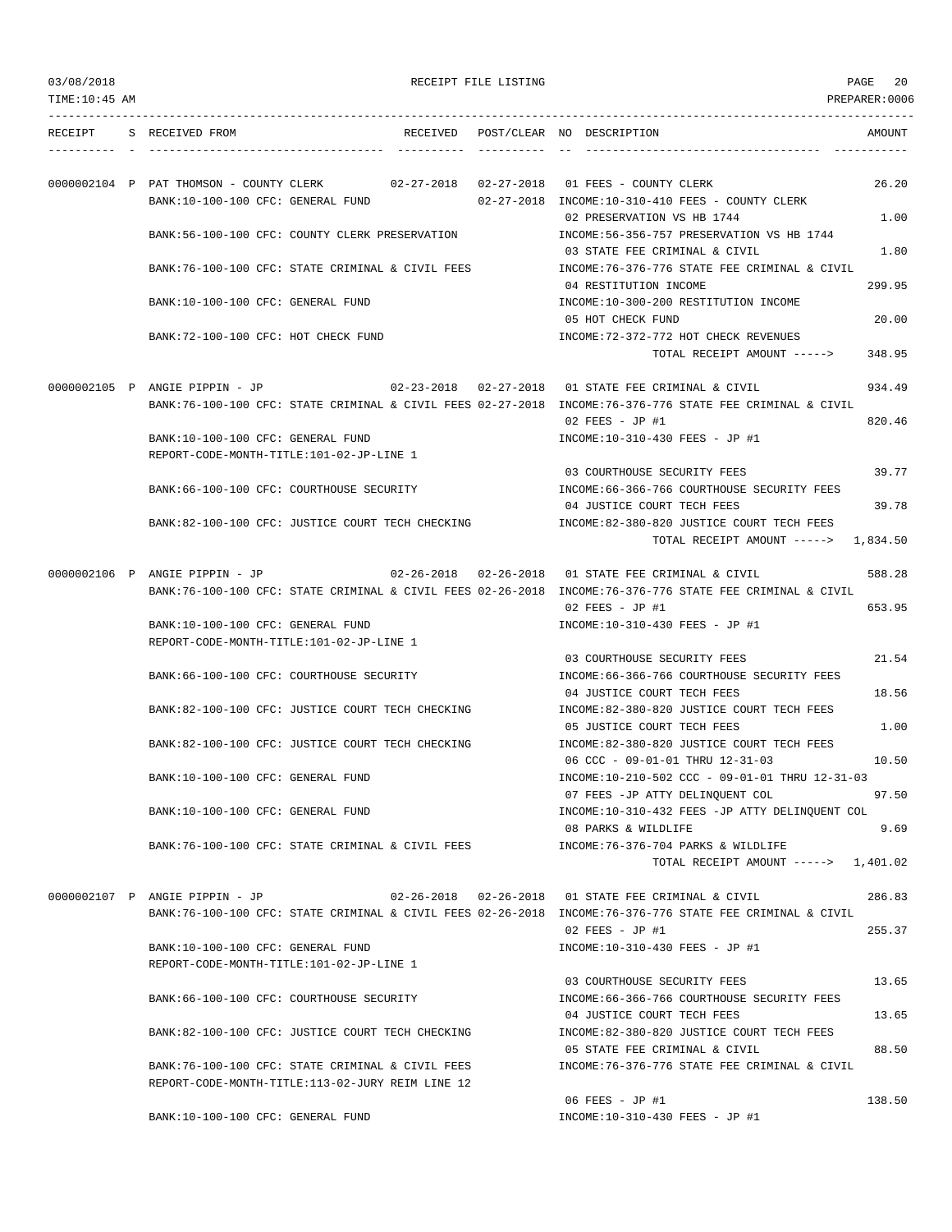03/08/2018 RECEIPT FILE LISTING PAGE 20
TIME:10:45 AM PREPARER:0006

```
RECEIPT    S RECEIVED FROM                       RECEIVED   POST/CLEAR NO DESCRIPTION                          AMOUNT
---------- - ----------------------------------- ---------- ---------- -- ---------------------------------- -----------

0000002104 P PAT THOMSON - COUNTY CLERK          02-27-2018 02-27-2018 01 FEES - COUNTY CLERK                     26.20
             BANK:10-100-100 CFC: GENERAL FUND              02-27-2018 INCOME:10-310-410 FEES - COUNTY CLERK
                                                                       02 PRESERVATION VS HB 1744                  1.00
             BANK:56-100-100 CFC: COUNTY CLERK PRESERVATION            INCOME:56-356-757 PRESERVATION VS HB 1744
                                                                       03 STATE FEE CRIMINAL & CIVIL               1.80
             BANK:76-100-100 CFC: STATE CRIMINAL & CIVIL FEES          INCOME:76-376-776 STATE FEE CRIMINAL & CIVIL
                                                                       04 RESTITUTION INCOME                     299.95
             BANK:10-100-100 CFC: GENERAL FUND                         INCOME:10-300-200 RESTITUTION INCOME
                                                                       05 HOT CHECK FUND                          20.00
             BANK:72-100-100 CFC: HOT CHECK FUND                       INCOME:72-372-772 HOT CHECK REVENUES
                                                                                   TOTAL RECEIPT AMOUNT ----->    348.95

0000002105 P ANGIE PIPPIN - JP                   02-23-2018 02-27-2018 01 STATE FEE CRIMINAL & CIVIL             934.49
             BANK:76-100-100 CFC: STATE CRIMINAL & CIVIL FEES 02-27-2018 INCOME:76-376-776 STATE FEE CRIMINAL & CIVIL
                                                                       02 FEES - JP #1                           820.46
             BANK:10-100-100 CFC: GENERAL FUND                         INCOME:10-310-430 FEES - JP #1
             REPORT-CODE-MONTH-TITLE:101-02-JP-LINE 1
                                                                       03 COURTHOUSE SECURITY FEES                39.77
             BANK:66-100-100 CFC: COURTHOUSE SECURITY                  INCOME:66-366-766 COURTHOUSE SECURITY FEES
                                                                       04 JUSTICE COURT TECH FEES                 39.78
             BANK:82-100-100 CFC: JUSTICE COURT TECH CHECKING          INCOME:82-380-820 JUSTICE COURT TECH FEES
                                                                                   TOTAL RECEIPT AMOUNT -----> 1,834.50

0000002106 P ANGIE PIPPIN - JP                   02-26-2018 02-26-2018 01 STATE FEE CRIMINAL & CIVIL             588.28
             BANK:76-100-100 CFC: STATE CRIMINAL & CIVIL FEES 02-26-2018 INCOME:76-376-776 STATE FEE CRIMINAL & CIVIL
                                                                       02 FEES - JP #1                           653.95
             BANK:10-100-100 CFC: GENERAL FUND                         INCOME:10-310-430 FEES - JP #1
             REPORT-CODE-MONTH-TITLE:101-02-JP-LINE 1
                                                                       03 COURTHOUSE SECURITY FEES                21.54
             BANK:66-100-100 CFC: COURTHOUSE SECURITY                  INCOME:66-366-766 COURTHOUSE SECURITY FEES
                                                                       04 JUSTICE COURT TECH FEES                 18.56
             BANK:82-100-100 CFC: JUSTICE COURT TECH CHECKING          INCOME:82-380-820 JUSTICE COURT TECH FEES
                                                                       05 JUSTICE COURT TECH FEES                  1.00
             BANK:82-100-100 CFC: JUSTICE COURT TECH CHECKING          INCOME:82-380-820 JUSTICE COURT TECH FEES
                                                                       06 CCC - 09-01-01 THRU 12-31-03            10.50
             BANK:10-100-100 CFC: GENERAL FUND                         INCOME:10-210-502 CCC - 09-01-01 THRU 12-31-03
                                                                       07 FEES -JP ATTY DELINQUENT COL            97.50
             BANK:10-100-100 CFC: GENERAL FUND                         INCOME:10-310-432 FEES -JP ATTY DELINQUENT COL
                                                                       08 PARKS & WILDLIFE                         9.69
             BANK:76-100-100 CFC: STATE CRIMINAL & CIVIL FEES          INCOME:76-376-704 PARKS & WILDLIFE
                                                                                   TOTAL RECEIPT AMOUNT -----> 1,401.02

0000002107 P ANGIE PIPPIN - JP                   02-26-2018 02-26-2018 01 STATE FEE CRIMINAL & CIVIL             286.83
             BANK:76-100-100 CFC: STATE CRIMINAL & CIVIL FEES 02-26-2018 INCOME:76-376-776 STATE FEE CRIMINAL & CIVIL
                                                                       02 FEES - JP #1                           255.37
             BANK:10-100-100 CFC: GENERAL FUND                         INCOME:10-310-430 FEES - JP #1
             REPORT-CODE-MONTH-TITLE:101-02-JP-LINE 1
                                                                       03 COURTHOUSE SECURITY FEES                13.65
             BANK:66-100-100 CFC: COURTHOUSE SECURITY                  INCOME:66-366-766 COURTHOUSE SECURITY FEES
                                                                       04 JUSTICE COURT TECH FEES                 13.65
             BANK:82-100-100 CFC: JUSTICE COURT TECH CHECKING          INCOME:82-380-820 JUSTICE COURT TECH FEES
                                                                       05 STATE FEE CRIMINAL & CIVIL              88.50
             BANK:76-100-100 CFC: STATE CRIMINAL & CIVIL FEES          INCOME:76-376-776 STATE FEE CRIMINAL & CIVIL
             REPORT-CODE-MONTH-TITLE:113-02-JURY REIM LINE 12
                                                                       06 FEES - JP #1                           138.50
             BANK:10-100-100 CFC: GENERAL FUND                         INCOME:10-310-430 FEES - JP #1
```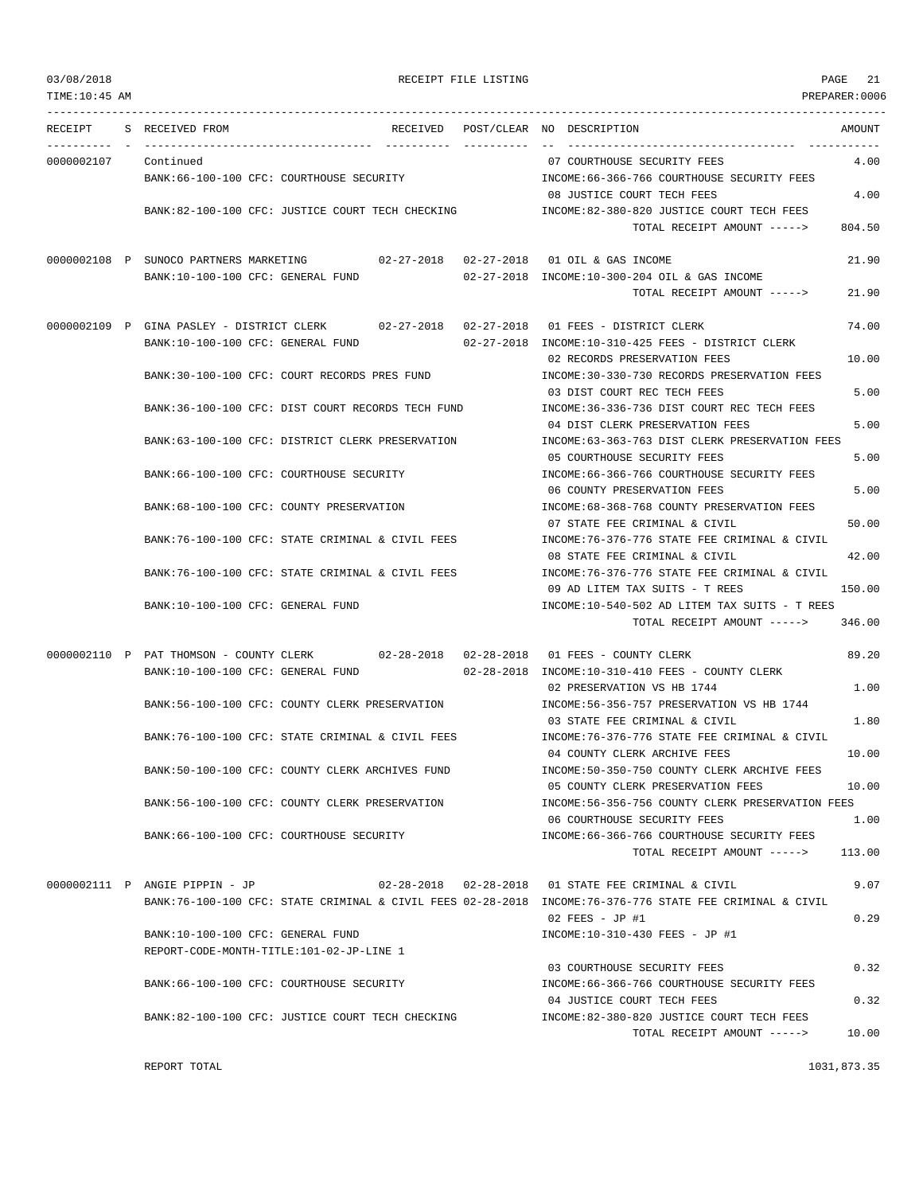RECEIPT FILE LISTING

| RECEIPT | S | RECEIVED FROM | RECEIVED | POST/CLEAR | NO | DESCRIPTION | AMOUNT |
|---|---|---|---|---|---|---|---|
| 0000002107 | | Continued | | | 07 | COURTHOUSE SECURITY FEES | 4.00 |
| | | BANK:66-100-100 CFC: COURTHOUSE SECURITY | | | | INCOME:66-366-766 COURTHOUSE SECURITY FEES | |
| | | | | | 08 | JUSTICE COURT TECH FEES | 4.00 |
| | | BANK:82-100-100 CFC: JUSTICE COURT TECH CHECKING | | | | INCOME:82-380-820 JUSTICE COURT TECH FEES | |
| | | | | | | TOTAL RECEIPT AMOUNT -----> | 804.50 |
| 0000002108 | P | SUNOCO PARTNERS MARKETING | 02-27-2018 | 02-27-2018 | 01 | OIL & GAS INCOME | 21.90 |
| | | BANK:10-100-100 CFC: GENERAL FUND | | 02-27-2018 | | INCOME:10-300-204 OIL & GAS INCOME | |
| | | | | | | TOTAL RECEIPT AMOUNT -----> | 21.90 |
| 0000002109 | P | GINA PASLEY - DISTRICT CLERK | 02-27-2018 | 02-27-2018 | 01 | FEES - DISTRICT CLERK | 74.00 |
| | | BANK:10-100-100 CFC: GENERAL FUND | | 02-27-2018 | | INCOME:10-310-425 FEES - DISTRICT CLERK | |
| | | | | | 02 | RECORDS PRESERVATION FEES | 10.00 |
| | | BANK:30-100-100 CFC: COURT RECORDS PRES FUND | | | | INCOME:30-330-730 RECORDS PRESERVATION FEES | |
| | | | | | 03 | DIST COURT REC TECH FEES | 5.00 |
| | | BANK:36-100-100 CFC: DIST COURT RECORDS TECH FUND | | | | INCOME:36-336-736 DIST COURT REC TECH FEES | |
| | | | | | 04 | DIST CLERK PRESERVATION FEES | 5.00 |
| | | BANK:63-100-100 CFC: DISTRICT CLERK PRESERVATION | | | | INCOME:63-363-763 DIST CLERK PRESERVATION FEES | |
| | | | | | 05 | COURTHOUSE SECURITY FEES | 5.00 |
| | | BANK:66-100-100 CFC: COURTHOUSE SECURITY | | | | INCOME:66-366-766 COURTHOUSE SECURITY FEES | |
| | | | | | 06 | COUNTY PRESERVATION FEES | 5.00 |
| | | BANK:68-100-100 CFC: COUNTY PRESERVATION | | | | INCOME:68-368-768 COUNTY PRESERVATION FEES | |
| | | | | | 07 | STATE FEE CRIMINAL & CIVIL | 50.00 |
| | | BANK:76-100-100 CFC: STATE CRIMINAL & CIVIL FEES | | | | INCOME:76-376-776 STATE FEE CRIMINAL & CIVIL | |
| | | | | | 08 | STATE FEE CRIMINAL & CIVIL | 42.00 |
| | | BANK:76-100-100 CFC: STATE CRIMINAL & CIVIL FEES | | | | INCOME:76-376-776 STATE FEE CRIMINAL & CIVIL | |
| | | | | | 09 | AD LITEM TAX SUITS - T REES | 150.00 |
| | | BANK:10-100-100 CFC: GENERAL FUND | | | | INCOME:10-540-502 AD LITEM TAX SUITS - T REES | |
| | | | | | | TOTAL RECEIPT AMOUNT -----> | 346.00 |
| 0000002110 | P | PAT THOMSON - COUNTY CLERK | 02-28-2018 | 02-28-2018 | 01 | FEES - COUNTY CLERK | 89.20 |
| | | BANK:10-100-100 CFC: GENERAL FUND | | 02-28-2018 | | INCOME:10-310-410 FEES - COUNTY CLERK | |
| | | | | | 02 | PRESERVATION VS HB 1744 | 1.00 |
| | | BANK:56-100-100 CFC: COUNTY CLERK PRESERVATION | | | | INCOME:56-356-757 PRESERVATION VS HB 1744 | |
| | | | | | 03 | STATE FEE CRIMINAL & CIVIL | 1.80 |
| | | BANK:76-100-100 CFC: STATE CRIMINAL & CIVIL FEES | | | | INCOME:76-376-776 STATE FEE CRIMINAL & CIVIL | |
| | | | | | 04 | COUNTY CLERK ARCHIVE FEES | 10.00 |
| | | BANK:50-100-100 CFC: COUNTY CLERK ARCHIVES FUND | | | | INCOME:50-350-750 COUNTY CLERK ARCHIVE FEES | |
| | | | | | 05 | COUNTY CLERK PRESERVATION FEES | 10.00 |
| | | BANK:56-100-100 CFC: COUNTY CLERK PRESERVATION | | | | INCOME:56-356-756 COUNTY CLERK PRESERVATION FEES | |
| | | | | | 06 | COURTHOUSE SECURITY FEES | 1.00 |
| | | BANK:66-100-100 CFC: COURTHOUSE SECURITY | | | | INCOME:66-366-766 COURTHOUSE SECURITY FEES | |
| | | | | | | TOTAL RECEIPT AMOUNT -----> | 113.00 |
| 0000002111 | P | ANGIE PIPPIN - JP | 02-28-2018 | 02-28-2018 | 01 | STATE FEE CRIMINAL & CIVIL | 9.07 |
| | | BANK:76-100-100 CFC: STATE CRIMINAL & CIVIL FEES | | 02-28-2018 | | INCOME:76-376-776 STATE FEE CRIMINAL & CIVIL | |
| | | | | | 02 | FEES - JP #1 | 0.29 |
| | | BANK:10-100-100 CFC: GENERAL FUND | | | | INCOME:10-310-430 FEES - JP #1 | |
| | | REPORT-CODE-MONTH-TITLE:101-02-JP-LINE 1 | | | | | |
| | | | | | 03 | COURTHOUSE SECURITY FEES | 0.32 |
| | | BANK:66-100-100 CFC: COURTHOUSE SECURITY | | | | INCOME:66-366-766 COURTHOUSE SECURITY FEES | |
| | | | | | 04 | JUSTICE COURT TECH FEES | 0.32 |
| | | BANK:82-100-100 CFC: JUSTICE COURT TECH CHECKING | | | | INCOME:82-380-820 JUSTICE COURT TECH FEES | |
| | | | | | | TOTAL RECEIPT AMOUNT -----> | 10.00 |

REPORT TOTAL 1031,873.35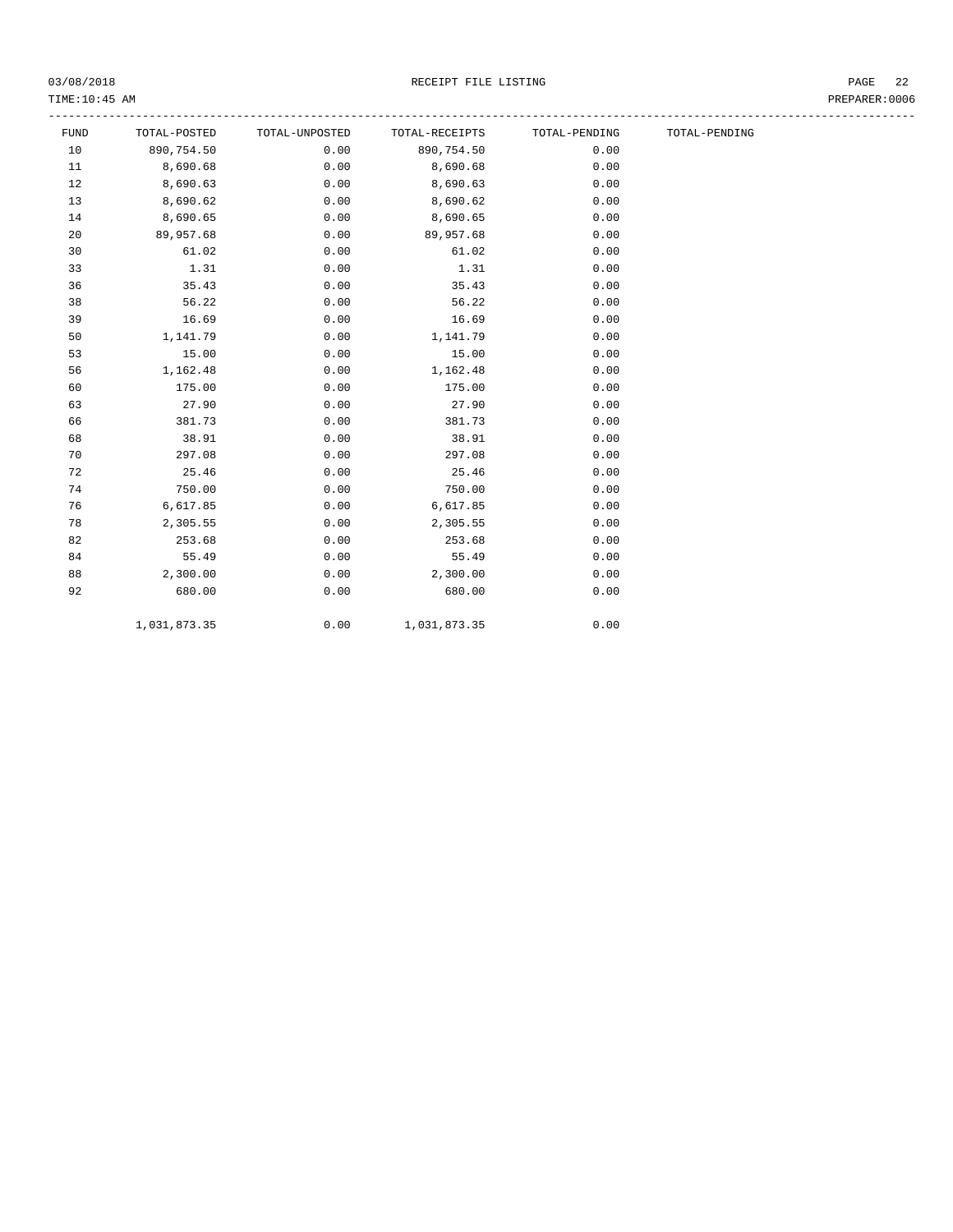03/08/2018 RECEIPT FILE LISTING

TIME:10:45 AM PREPARER:0006

| FUND | TOTAL-POSTED | TOTAL-UNPOSTED | TOTAL-RECEIPTS | TOTAL-PENDING | TOTAL-PENDING |
|---|---|---|---|---|---|
| 10 | 890,754.50 | 0.00 | 890,754.50 | 0.00 | |
| 11 | 8,690.68 | 0.00 | 8,690.68 | 0.00 | |
| 12 | 8,690.63 | 0.00 | 8,690.63 | 0.00 | |
| 13 | 8,690.62 | 0.00 | 8,690.62 | 0.00 | |
| 14 | 8,690.65 | 0.00 | 8,690.65 | 0.00 | |
| 20 | 89,957.68 | 0.00 | 89,957.68 | 0.00 | |
| 30 | 61.02 | 0.00 | 61.02 | 0.00 | |
| 33 | 1.31 | 0.00 | 1.31 | 0.00 | |
| 36 | 35.43 | 0.00 | 35.43 | 0.00 | |
| 38 | 56.22 | 0.00 | 56.22 | 0.00 | |
| 39 | 16.69 | 0.00 | 16.69 | 0.00 | |
| 50 | 1,141.79 | 0.00 | 1,141.79 | 0.00 | |
| 53 | 15.00 | 0.00 | 15.00 | 0.00 | |
| 56 | 1,162.48 | 0.00 | 1,162.48 | 0.00 | |
| 60 | 175.00 | 0.00 | 175.00 | 0.00 | |
| 63 | 27.90 | 0.00 | 27.90 | 0.00 | |
| 66 | 381.73 | 0.00 | 381.73 | 0.00 | |
| 68 | 38.91 | 0.00 | 38.91 | 0.00 | |
| 70 | 297.08 | 0.00 | 297.08 | 0.00 | |
| 72 | 25.46 | 0.00 | 25.46 | 0.00 | |
| 74 | 750.00 | 0.00 | 750.00 | 0.00 | |
| 76 | 6,617.85 | 0.00 | 6,617.85 | 0.00 | |
| 78 | 2,305.55 | 0.00 | 2,305.55 | 0.00 | |
| 82 | 253.68 | 0.00 | 253.68 | 0.00 | |
| 84 | 55.49 | 0.00 | 55.49 | 0.00 | |
| 88 | 2,300.00 | 0.00 | 2,300.00 | 0.00 | |
| 92 | 680.00 | 0.00 | 680.00 | 0.00 | |
| | 1,031,873.35 | 0.00 | 1,031,873.35 | 0.00 | |